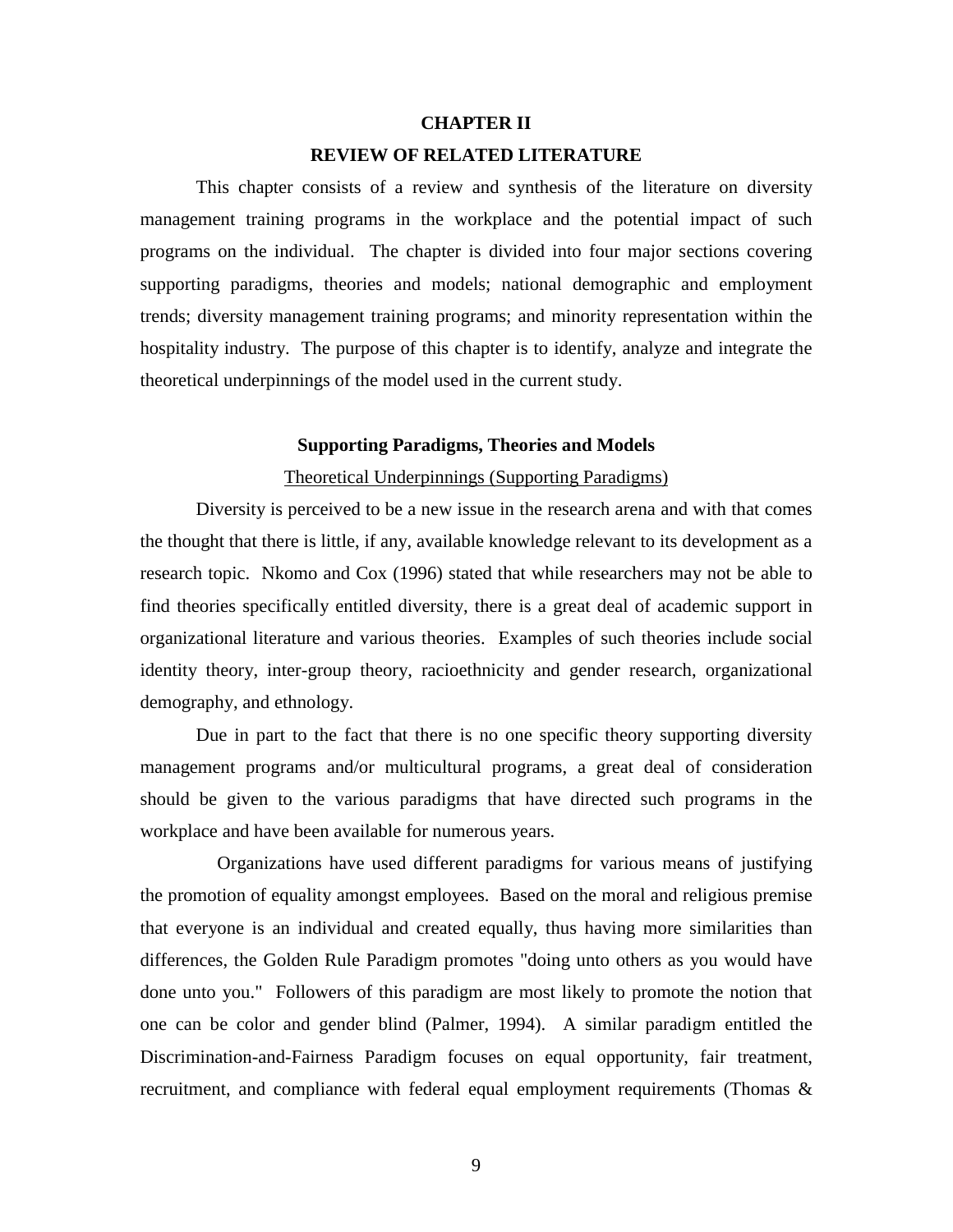# CHAPTER II

# REVIEW OF RELATED LITERATURE

This chapter consists of a review and synthesis of the literature on diversity management training programs in the workplace and the potential impact of such programs on the individual. The chapter is divided into four major sections covering supporting paradigms, theories and models; national demographic and employment trends; diversity management training programs; and minority representation within the hospitality industry. The purpose of this chapter is to identify, analyze and integrate the theoretical underpinnings of the model used in the current study.

## Supporting Paradigms, Theories and Models

### Theoretical Underpinnings (Supporting Paradigms)

Diversity is perceived to be a new issue in the research arena and with that comes the thought that there is little, if any, available knowledge relevant to its development as a research topic. Nkomo and Cox (1996) stated that while researchers may not be able to find theories specifically entitled diversity, there is a great deal of academic support in organizational literature and various theories. Examples of such theories include social identity theory, inter-group theory, racioethnicity and gender research, organizational demography, and ethnology.

Due in part to the fact that there is no one specific theory supporting diversity management programs and/or multicultural programs, a great deal of consideration should be given to the various paradigms that have directed such programs in the workplace and have been available for numerous years.

Organizations have used different paradigms for various means of justifying the promotion of equality amongst employees. Based on the moral and religious premise that everyone is an individual and created equally, thus having more similarities than differences, the Golden Rule Paradigm promotes "doing unto others as you would have done unto you." Followers of this paradigm are most likely to promote the notion that one can be color and gender blind (Palmer, 1994). A similar paradigm entitled the Discrimination-and-Fairness Paradigm focuses on equal opportunity, fair treatment, recruitment, and compliance with federal equal employment requirements (Thomas &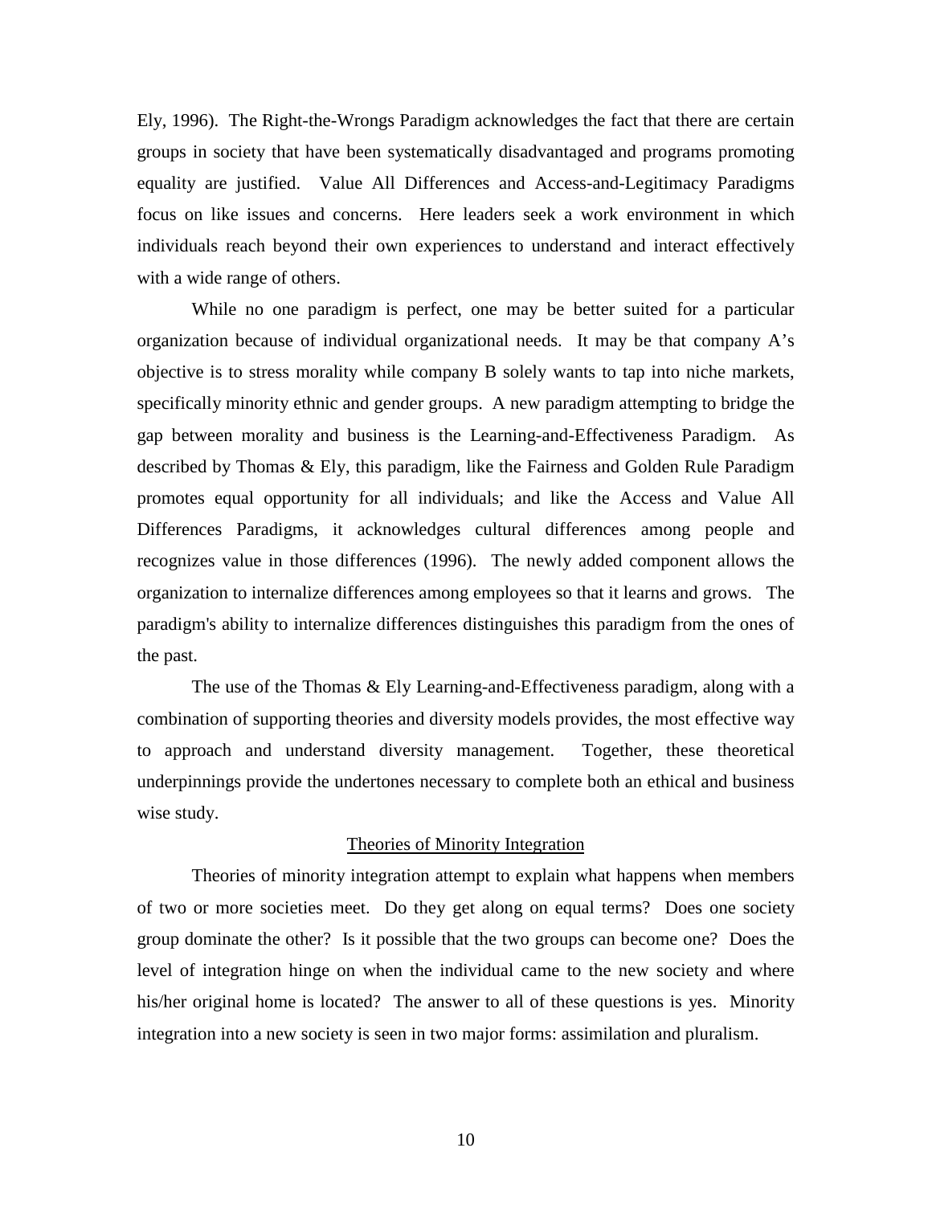Ely, 1996). The Right-the-Wrongs Paradigm acknowledges the fact that there are certain groups in society that have been systematically disadvantaged and programs promoting equality are justified. Value All Differences and Access-and-Legitimacy Paradigms focus on like issues and concerns. Here leaders seek a work environment in which individuals reach beyond their own experiences to understand and interact effectively with a wide range of others.

While no one paradigm is perfect, one may be better suited for a particular organization because of individual organizational needs. It may be that company A's objective is to stress morality while company B solely wants to tap into niche markets, specifically minority ethnic and gender groups. A new paradigm attempting to bridge the gap between morality and business is the Learning-and-Effectiveness Paradigm. As described by Thomas & Ely, this paradigm, like the Fairness and Golden Rule Paradigm promotes equal opportunity for all individuals; and like the Access and Value All Differences Paradigms, it acknowledges cultural differences among people and recognizes value in those differences (1996). The newly added component allows the organization to internalize differences among employees so that it learns and grows. The paradigm's ability to internalize differences distinguishes this paradigm from the ones of the past.

The use of the Thomas & Ely Learning-and-Effectiveness paradigm, along with a combination of supporting theories and diversity models provides, the most effective way to approach and understand diversity management. Together, these theoretical underpinnings provide the undertones necessary to complete both an ethical and business wise study.

## Theories of Minority Integration

Theories of minority integration attempt to explain what happens when members of two or more societies meet. Do they get along on equal terms? Does one society group dominate the other? Is it possible that the two groups can become one? Does the level of integration hinge on when the individual came to the new society and where his/her original home is located? The answer to all of these questions is yes. Minority integration into a new society is seen in two major forms: assimilation and pluralism.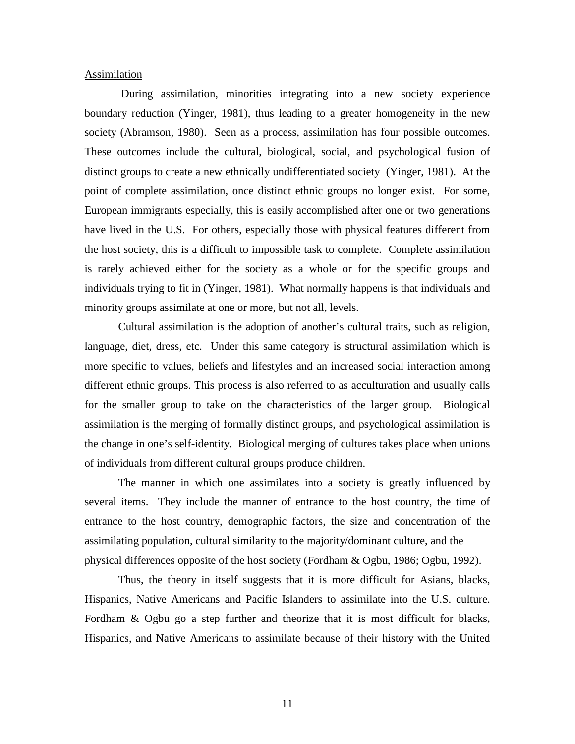Assimilation

During assimilation, minorities integrating into a new society experience boundary reduction (Yinger, 1981), thus leading to a greater homogeneity in the new society (Abramson, 1980). Seen as a process, assimilation has four possible outcomes. These outcomes include the cultural, biological, social, and psychological fusion of distinct groups to create a new ethnically undifferentiated society (Yinger, 1981). At the point of complete assimilation, once distinct ethnic groups no longer exist. For some, European immigrants especially, this is easily accomplished after one or two generations have lived in the U.S. For others, especially those with physical features different from the host society, this is a difficult to impossible task to complete. Complete assimilation is rarely achieved either for the society as a whole or for the specific groups and individuals trying to fit in (Yinger, 1981). What normally happens is that individuals and minority groups assimilate at one or more, but not all, levels.

Cultural assimilation is the adoption of another's cultural traits, such as religion, language, diet, dress, etc. Under this same category is structural assimilation which is more specific to values, beliefs and lifestyles and an increased social interaction among different ethnic groups. This process is also referred to as acculturation and usually calls for the smaller group to take on the characteristics of the larger group. Biological assimilation is the merging of formally distinct groups, and psychological assimilation is the change in one's self-identity. Biological merging of cultures takes place when unions of individuals from different cultural groups produce children.

The manner in which one assimilates into a society is greatly influenced by several items. They include the manner of entrance to the host country, the time of entrance to the host country, demographic factors, the size and concentration of the assimilating population, cultural similarity to the majority/dominant culture, and the physical differences opposite of the host society (Fordham & Ogbu, 1986; Ogbu, 1992).

Thus, the theory in itself suggests that it is more difficult for Asians, blacks, Hispanics, Native Americans and Pacific Islanders to assimilate into the U.S. culture. Fordham & Ogbu go a step further and theorize that it is most difficult for blacks, Hispanics, and Native Americans to assimilate because of their history with the United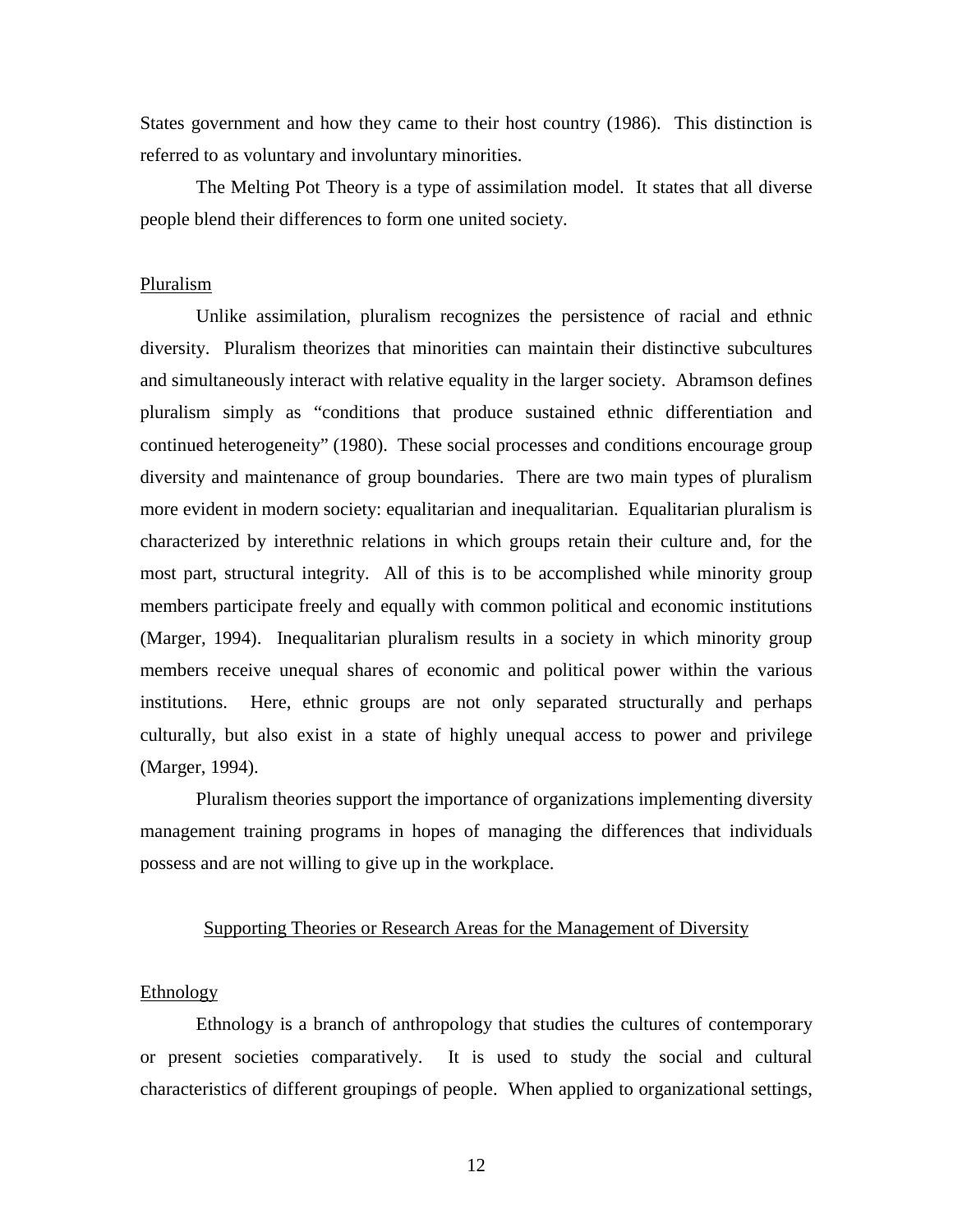States government and how they came to their host country (1986). This distinction is referred to as voluntary and involuntary minorities.

The Melting Pot Theory is a type of assimilation model. It states that all diverse people blend their differences to form one united society.

### Pluralism

Unlike assimilation, pluralism recognizes the persistence of racial and ethnic diversity. Pluralism theorizes that minorities can maintain their distinctive subcultures and simultaneously interact with relative equality in the larger society. Abramson defines pluralism simply as "conditions that produce sustained ethnic differentiation and continued heterogeneity" (1980). These social processes and conditions encourage group diversity and maintenance of group boundaries. There are two main types of pluralism more evident in modern society: equalitarian and inequalitarian. Equalitarian pluralism is characterized by interethnic relations in which groups retain their culture and, for the most part, structural integrity. All of this is to be accomplished while minority group members participate freely and equally with common political and economic institutions (Marger, 1994). Inequalitarian pluralism results in a society in which minority group members receive unequal shares of economic and political power within the various institutions. Here, ethnic groups are not only separated structurally and perhaps culturally, but also exist in a state of highly unequal access to power and privilege (Marger, 1994).

Pluralism theories support the importance of organizations implementing diversity management training programs in hopes of managing the differences that individuals possess and are not willing to give up in the workplace.

## Supporting Theories or Research Areas for the Management of Diversity

### Ethnology

Ethnology is a branch of anthropology that studies the cultures of contemporary or present societies comparatively. It is used to study the social and cultural characteristics of different groupings of people. When applied to organizational settings,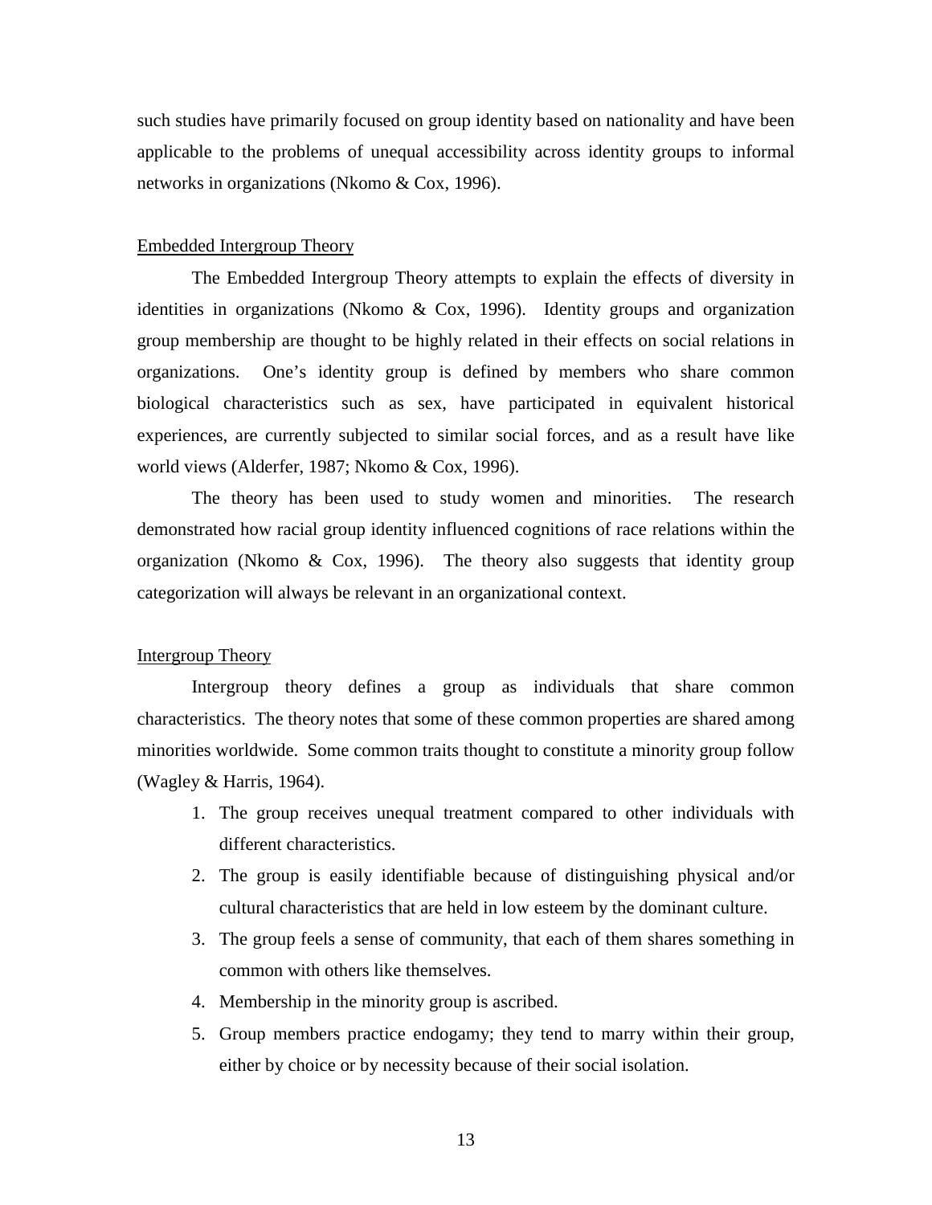such studies have primarily focused on group identity based on nationality and have been applicable to the problems of unequal accessibility across identity groups to informal networks in organizations (Nkomo & Cox, 1996).

### Embedded Intergroup Theory

The Embedded Intergroup Theory attempts to explain the effects of diversity in identities in organizations (Nkomo & Cox, 1996). Identity groups and organization group membership are thought to be highly related in their effects on social relations in organizations. One's identity group is defined by members who share common biological characteristics such as sex, have participated in equivalent historical experiences, are currently subjected to similar social forces, and as a result have like world views (Alderfer, 1987; Nkomo & Cox, 1996).

The theory has been used to study women and minorities. The research demonstrated how racial group identity influenced cognitions of race relations within the organization (Nkomo & Cox, 1996). The theory also suggests that identity group categorization will always be relevant in an organizational context.

### Intergroup Theory

Intergroup theory defines a group as individuals that share common characteristics. The theory notes that some of these common properties are shared among minorities worldwide. Some common traits thought to constitute a minority group follow (Wagley & Harris, 1964).

1. The group receives unequal treatment compared to other individuals with different characteristics.
2. The group is easily identifiable because of distinguishing physical and/or cultural characteristics that are held in low esteem by the dominant culture.
3. The group feels a sense of community, that each of them shares something in common with others like themselves.
4. Membership in the minority group is ascribed.
5. Group members practice endogamy; they tend to marry within their group, either by choice or by necessity because of their social isolation.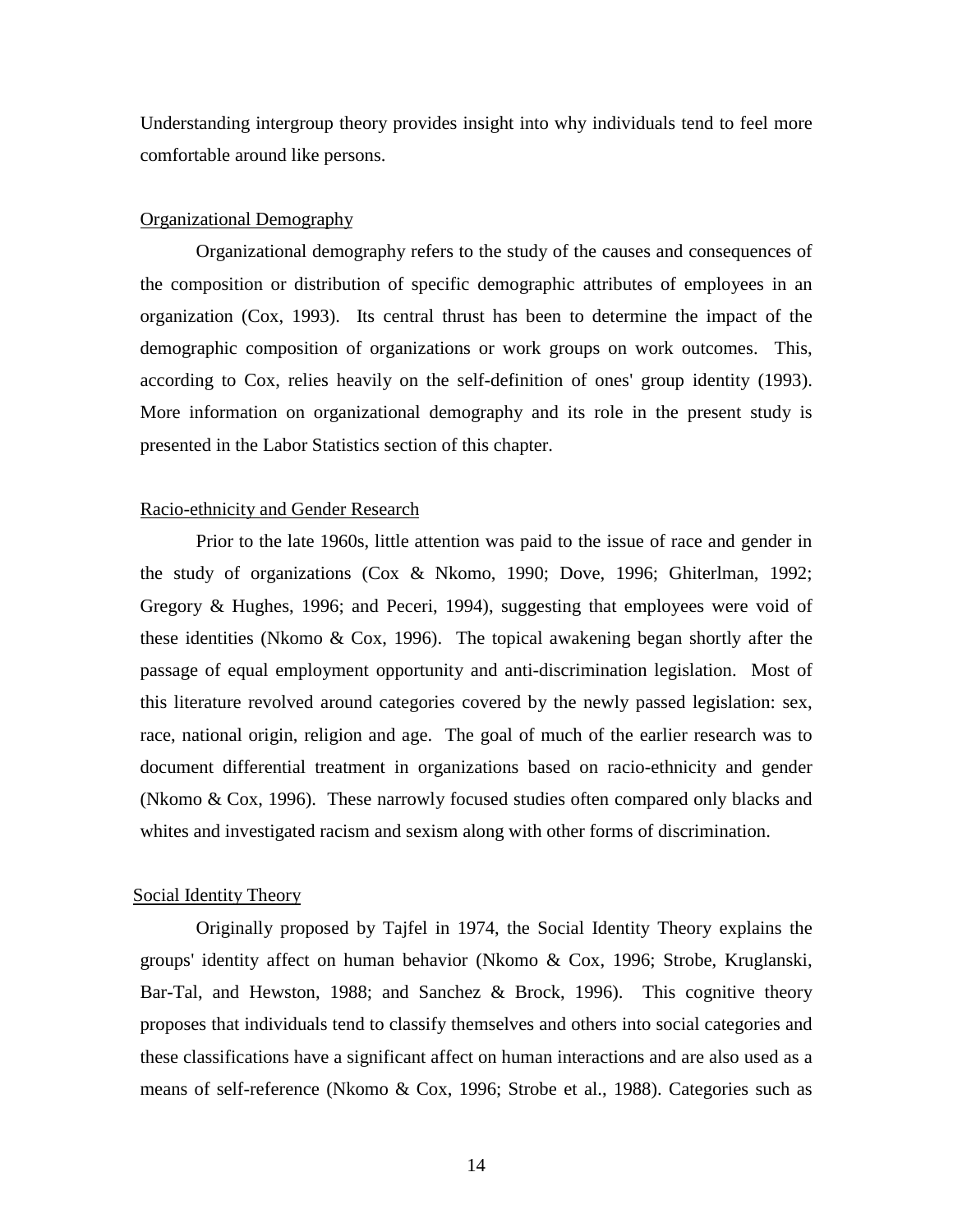Understanding intergroup theory provides insight into why individuals tend to feel more comfortable around like persons.

### Organizational Demography

Organizational demography refers to the study of the causes and consequences of the composition or distribution of specific demographic attributes of employees in an organization (Cox, 1993). Its central thrust has been to determine the impact of the demographic composition of organizations or work groups on work outcomes. This, according to Cox, relies heavily on the self-definition of ones' group identity (1993). More information on organizational demography and its role in the present study is presented in the Labor Statistics section of this chapter.

### Racio-ethnicity and Gender Research

Prior to the late 1960s, little attention was paid to the issue of race and gender in the study of organizations (Cox & Nkomo, 1990; Dove, 1996; Ghiterlman, 1992; Gregory & Hughes, 1996; and Peceri, 1994), suggesting that employees were void of these identities (Nkomo & Cox, 1996). The topical awakening began shortly after the passage of equal employment opportunity and anti-discrimination legislation. Most of this literature revolved around categories covered by the newly passed legislation: sex, race, national origin, religion and age. The goal of much of the earlier research was to document differential treatment in organizations based on racio-ethnicity and gender (Nkomo & Cox, 1996). These narrowly focused studies often compared only blacks and whites and investigated racism and sexism along with other forms of discrimination.

### Social Identity Theory

Originally proposed by Tajfel in 1974, the Social Identity Theory explains the groups' identity affect on human behavior (Nkomo & Cox, 1996; Strobe, Kruglanski, Bar-Tal, and Hewston, 1988; and Sanchez & Brock, 1996). This cognitive theory proposes that individuals tend to classify themselves and others into social categories and these classifications have a significant affect on human interactions and are also used as a means of self-reference (Nkomo & Cox, 1996; Strobe et al., 1988). Categories such as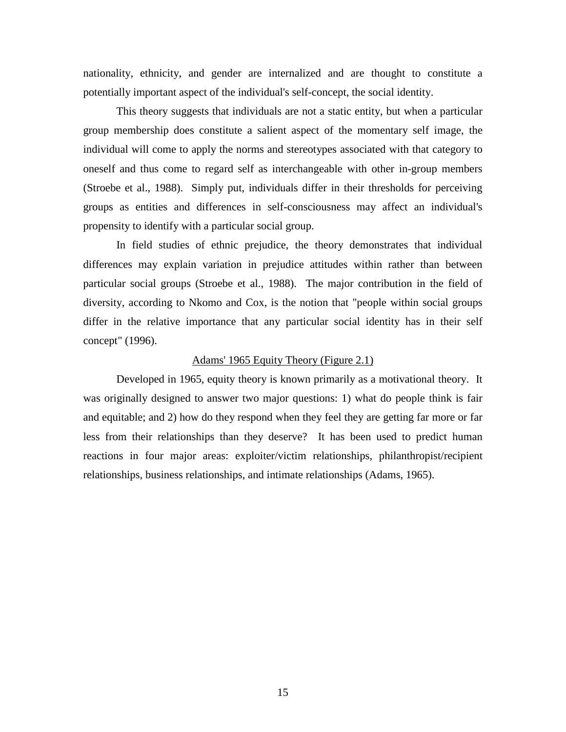nationality, ethnicity, and gender are internalized and are thought to constitute a potentially important aspect of the individual's self-concept, the social identity.

This theory suggests that individuals are not a static entity, but when a particular group membership does constitute a salient aspect of the momentary self image, the individual will come to apply the norms and stereotypes associated with that category to oneself and thus come to regard self as interchangeable with other in-group members (Stroebe et al., 1988). Simply put, individuals differ in their thresholds for perceiving groups as entities and differences in self-consciousness may affect an individual's propensity to identify with a particular social group.

In field studies of ethnic prejudice, the theory demonstrates that individual differences may explain variation in prejudice attitudes within rather than between particular social groups (Stroebe et al., 1988). The major contribution in the field of diversity, according to Nkomo and Cox, is the notion that "people within social groups differ in the relative importance that any particular social identity has in their self concept" (1996).

### Adams' 1965 Equity Theory (Figure 2.1)

Developed in 1965, equity theory is known primarily as a motivational theory. It was originally designed to answer two major questions: 1) what do people think is fair and equitable; and 2) how do they respond when they feel they are getting far more or far less from their relationships than they deserve? It has been used to predict human reactions in four major areas: exploiter/victim relationships, philanthropist/recipient relationships, business relationships, and intimate relationships (Adams, 1965).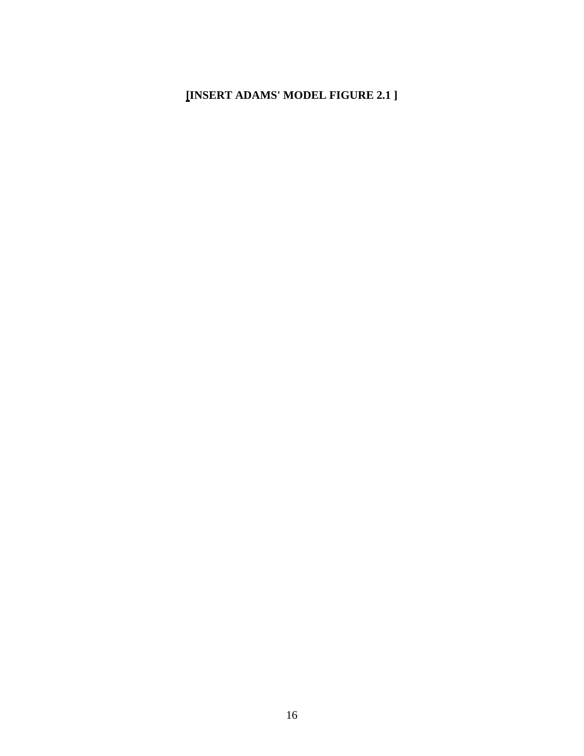**[INSERT ADAMS' MODEL FIGURE 2.1 ]**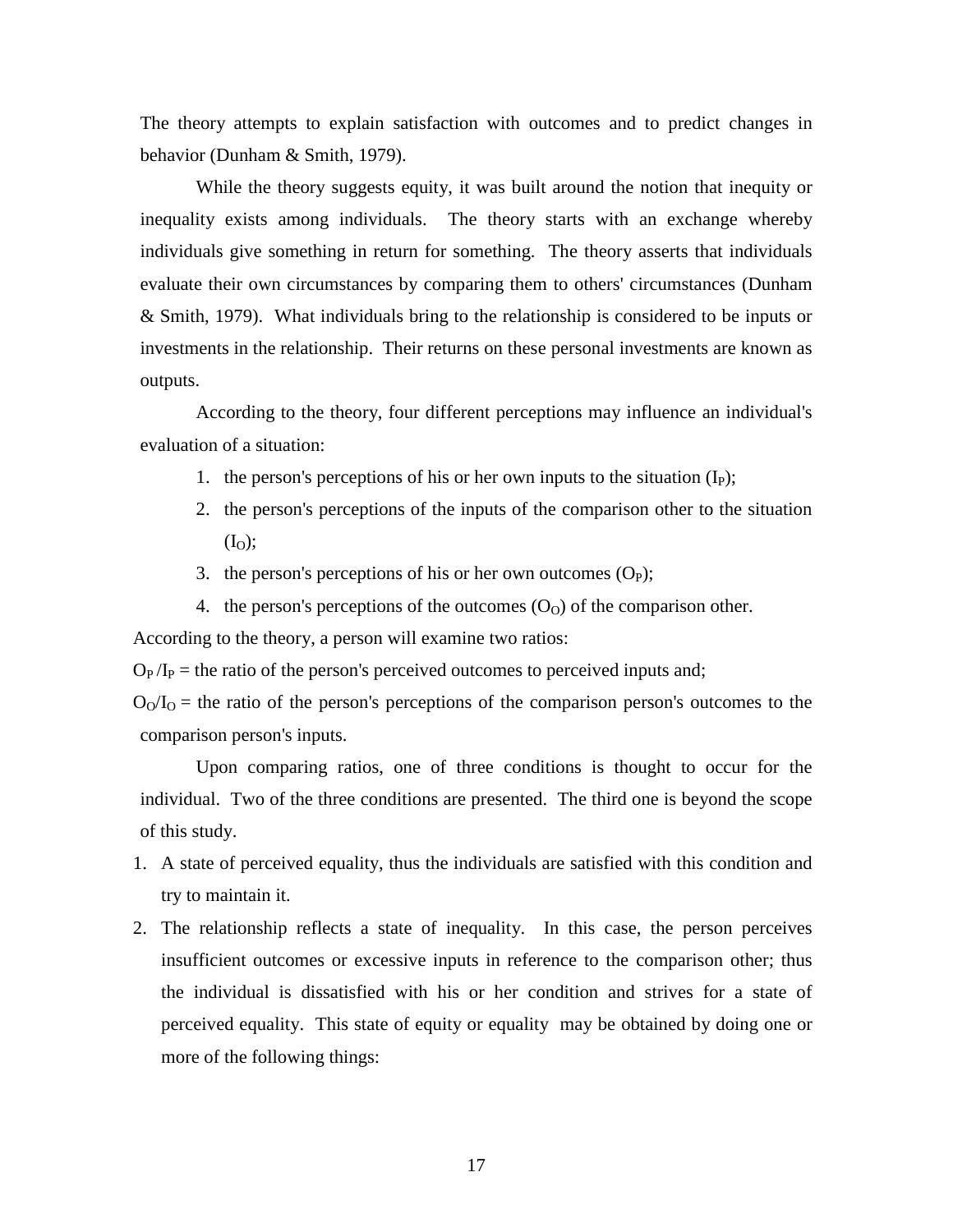The theory attempts to explain satisfaction with outcomes and to predict changes in behavior (Dunham & Smith, 1979).

While the theory suggests equity, it was built around the notion that inequity or inequality exists among individuals. The theory starts with an exchange whereby individuals give something in return for something. The theory asserts that individuals evaluate their own circumstances by comparing them to others' circumstances (Dunham & Smith, 1979). What individuals bring to the relationship is considered to be inputs or investments in the relationship. Their returns on these personal investments are known as outputs.

According to the theory, four different perceptions may influence an individual's evaluation of a situation:

1. the person's perceptions of his or her own inputs to the situation ($I_P$);
2. the person's perceptions of the inputs of the comparison other to the situation ($I_O$);
3. the person's perceptions of his or her own outcomes ($O_P$);
4. the person's perceptions of the outcomes ($O_O$) of the comparison other.

According to the theory, a person will examine two ratios:

$O_P / I_P$ = the ratio of the person's perceived outcomes to perceived inputs and;

$O_O / I_O$ = the ratio of the person's perceptions of the comparison person's outcomes to the comparison person's inputs.

Upon comparing ratios, one of three conditions is thought to occur for the individual. Two of the three conditions are presented. The third one is beyond the scope of this study.

1. A state of perceived equality, thus the individuals are satisfied with this condition and try to maintain it.
2. The relationship reflects a state of inequality. In this case, the person perceives insufficient outcomes or excessive inputs in reference to the comparison other; thus the individual is dissatisfied with his or her condition and strives for a state of perceived equality. This state of equity or equality may be obtained by doing one or more of the following things: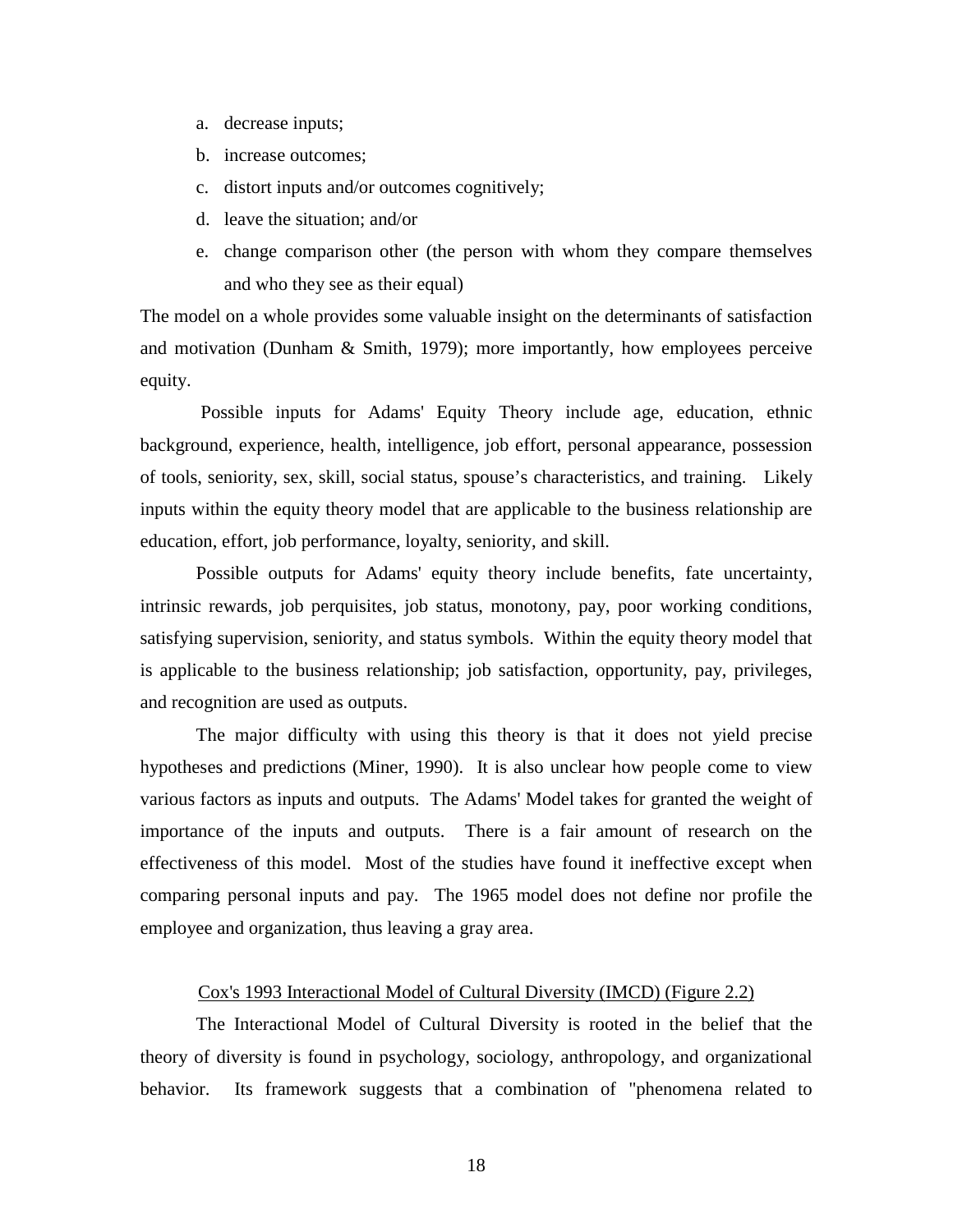a. decrease inputs;
b. increase outcomes;
c. distort inputs and/or outcomes cognitively;
d. leave the situation; and/or
e. change comparison other (the person with whom they compare themselves and who they see as their equal)

The model on a whole provides some valuable insight on the determinants of satisfaction and motivation (Dunham & Smith, 1979); more importantly, how employees perceive equity.

Possible inputs for Adams' Equity Theory include age, education, ethnic background, experience, health, intelligence, job effort, personal appearance, possession of tools, seniority, sex, skill, social status, spouse's characteristics, and training. Likely inputs within the equity theory model that are applicable to the business relationship are education, effort, job performance, loyalty, seniority, and skill.

Possible outputs for Adams' equity theory include benefits, fate uncertainty, intrinsic rewards, job perquisites, job status, monotony, pay, poor working conditions, satisfying supervision, seniority, and status symbols. Within the equity theory model that is applicable to the business relationship; job satisfaction, opportunity, pay, privileges, and recognition are used as outputs.

The major difficulty with using this theory is that it does not yield precise hypotheses and predictions (Miner, 1990). It is also unclear how people come to view various factors as inputs and outputs. The Adams' Model takes for granted the weight of importance of the inputs and outputs. There is a fair amount of research on the effectiveness of this model. Most of the studies have found it ineffective except when comparing personal inputs and pay. The 1965 model does not define nor profile the employee and organization, thus leaving a gray area.

## Cox's 1993 Interactional Model of Cultural Diversity (IMCD) (Figure 2.2)

The Interactional Model of Cultural Diversity is rooted in the belief that the theory of diversity is found in psychology, sociology, anthropology, and organizational behavior. Its framework suggests that a combination of "phenomena related to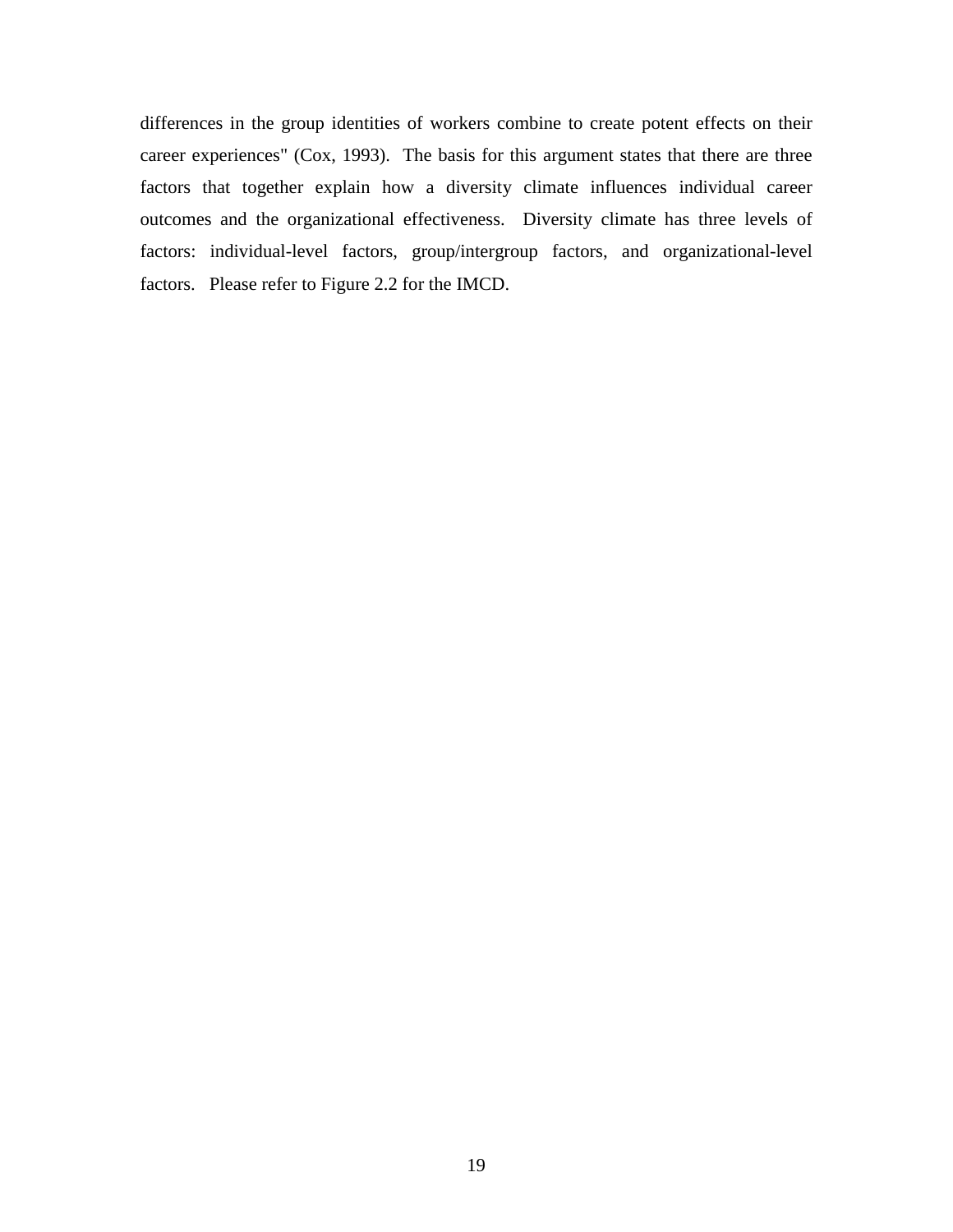differences in the group identities of workers combine to create potent effects on their career experiences" (Cox, 1993). The basis for this argument states that there are three factors that together explain how a diversity climate influences individual career outcomes and the organizational effectiveness. Diversity climate has three levels of factors: individual-level factors, group/intergroup factors, and organizational-level factors. Please refer to Figure 2.2 for the IMCD.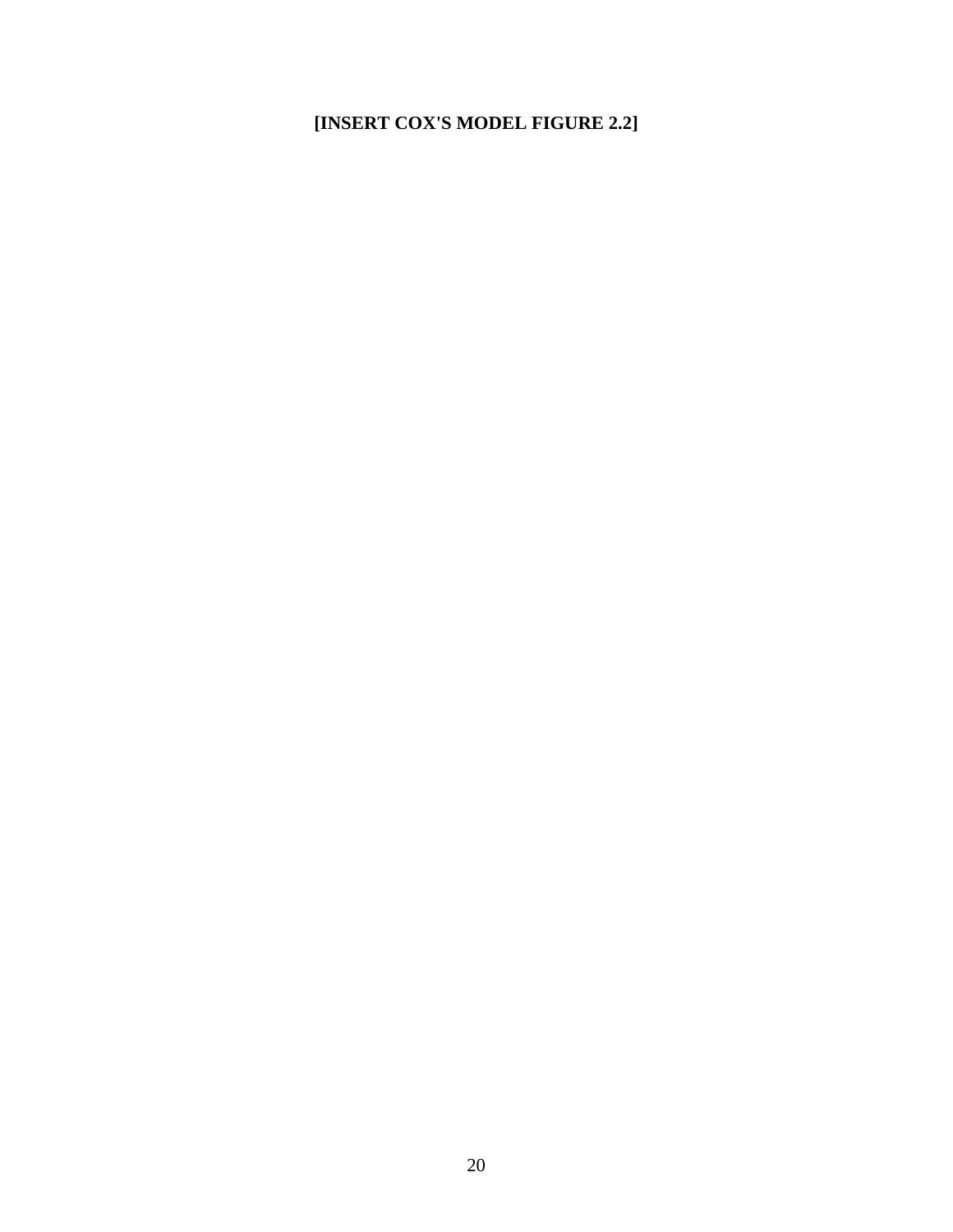**[INSERT COX'S MODEL FIGURE 2.2]**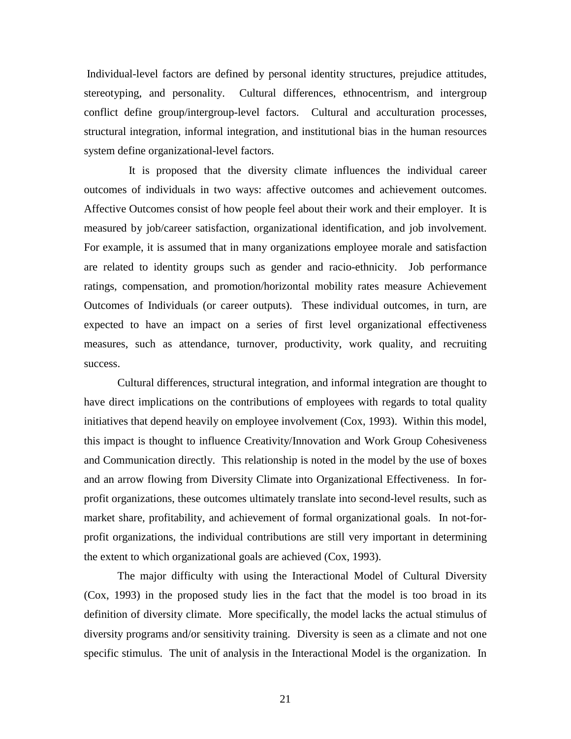Individual-level factors are defined by personal identity structures, prejudice attitudes, stereotyping, and personality. Cultural differences, ethnocentrism, and intergroup conflict define group/intergroup-level factors. Cultural and acculturation processes, structural integration, informal integration, and institutional bias in the human resources system define organizational-level factors.

It is proposed that the diversity climate influences the individual career outcomes of individuals in two ways: affective outcomes and achievement outcomes. Affective Outcomes consist of how people feel about their work and their employer. It is measured by job/career satisfaction, organizational identification, and job involvement. For example, it is assumed that in many organizations employee morale and satisfaction are related to identity groups such as gender and racio-ethnicity. Job performance ratings, compensation, and promotion/horizontal mobility rates measure Achievement Outcomes of Individuals (or career outputs). These individual outcomes, in turn, are expected to have an impact on a series of first level organizational effectiveness measures, such as attendance, turnover, productivity, work quality, and recruiting success.

Cultural differences, structural integration, and informal integration are thought to have direct implications on the contributions of employees with regards to total quality initiatives that depend heavily on employee involvement (Cox, 1993). Within this model, this impact is thought to influence Creativity/Innovation and Work Group Cohesiveness and Communication directly. This relationship is noted in the model by the use of boxes and an arrow flowing from Diversity Climate into Organizational Effectiveness. In for-profit organizations, these outcomes ultimately translate into second-level results, such as market share, profitability, and achievement of formal organizational goals. In not-for-profit organizations, the individual contributions are still very important in determining the extent to which organizational goals are achieved (Cox, 1993).

The major difficulty with using the Interactional Model of Cultural Diversity (Cox, 1993) in the proposed study lies in the fact that the model is too broad in its definition of diversity climate. More specifically, the model lacks the actual stimulus of diversity programs and/or sensitivity training. Diversity is seen as a climate and not one specific stimulus. The unit of analysis in the Interactional Model is the organization. In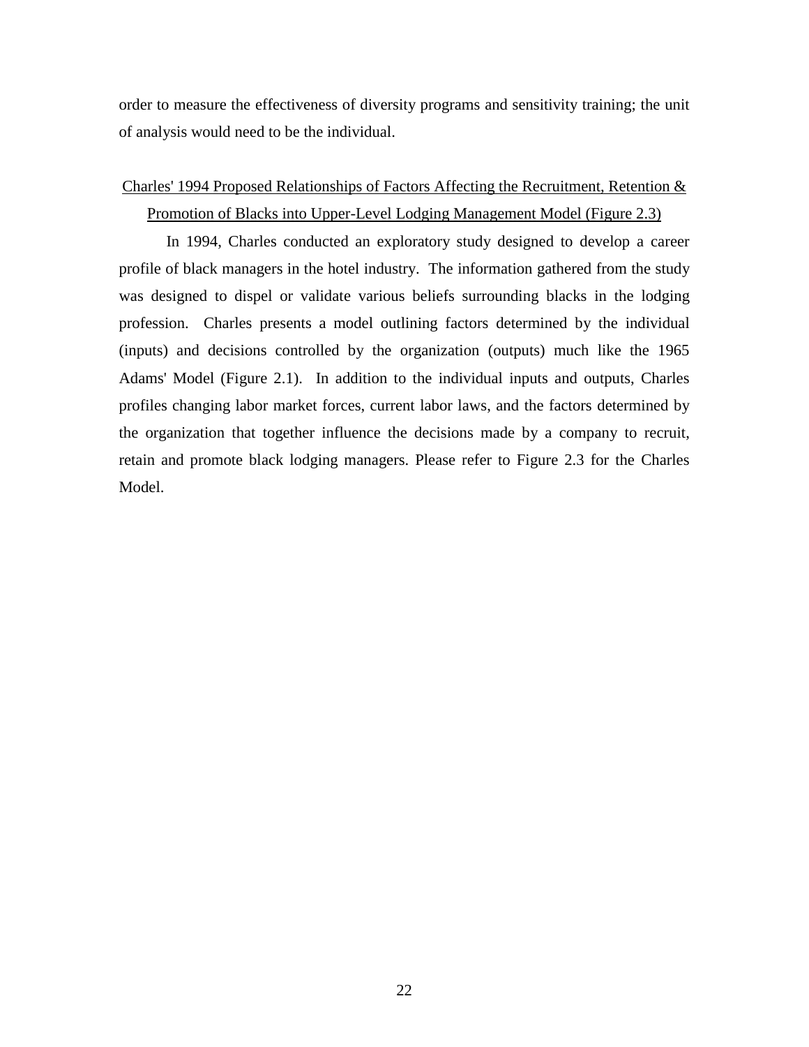order to measure the effectiveness of diversity programs and sensitivity training; the unit of analysis would need to be the individual.

### Charles' 1994 Proposed Relationships of Factors Affecting the Recruitment, Retention & Promotion of Blacks into Upper-Level Lodging Management Model (Figure 2.3)

In 1994, Charles conducted an exploratory study designed to develop a career profile of black managers in the hotel industry. The information gathered from the study was designed to dispel or validate various beliefs surrounding blacks in the lodging profession. Charles presents a model outlining factors determined by the individual (inputs) and decisions controlled by the organization (outputs) much like the 1965 Adams' Model (Figure 2.1). In addition to the individual inputs and outputs, Charles profiles changing labor market forces, current labor laws, and the factors determined by the organization that together influence the decisions made by a company to recruit, retain and promote black lodging managers. Please refer to Figure 2.3 for the Charles Model.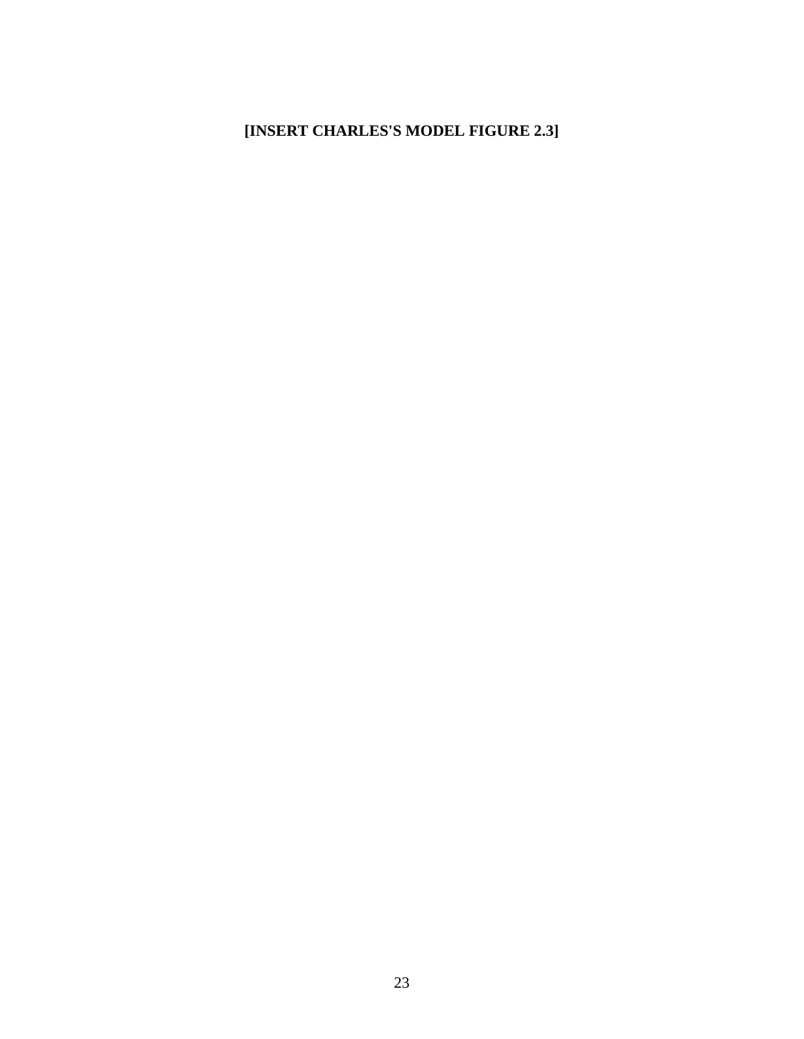**[INSERT CHARLES'S MODEL FIGURE 2.3]**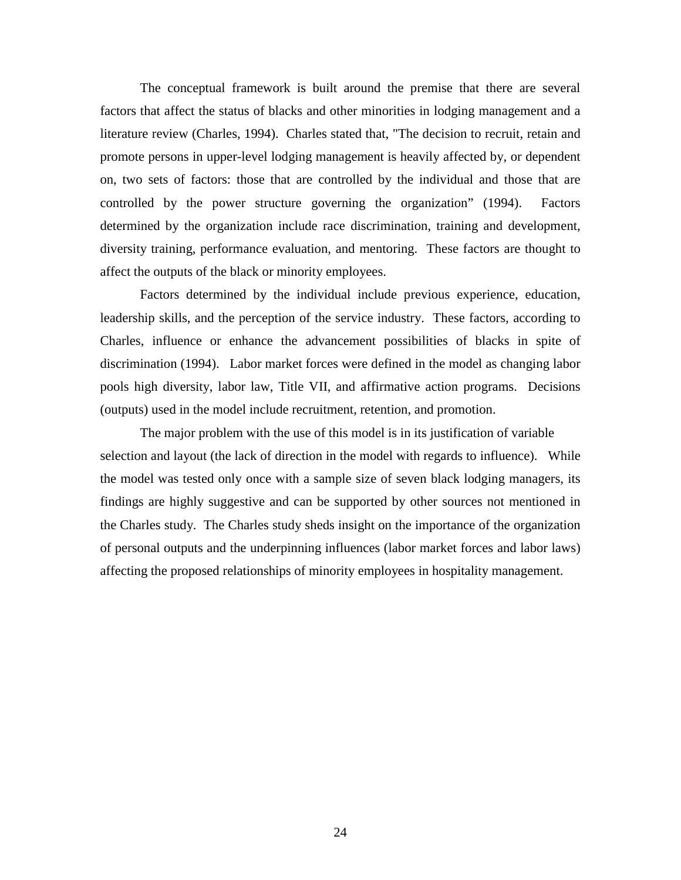The conceptual framework is built around the premise that there are several factors that affect the status of blacks and other minorities in lodging management and a literature review (Charles, 1994). Charles stated that, "The decision to recruit, retain and promote persons in upper-level lodging management is heavily affected by, or dependent on, two sets of factors: those that are controlled by the individual and those that are controlled by the power structure governing the organization" (1994). Factors determined by the organization include race discrimination, training and development, diversity training, performance evaluation, and mentoring. These factors are thought to affect the outputs of the black or minority employees.

Factors determined by the individual include previous experience, education, leadership skills, and the perception of the service industry. These factors, according to Charles, influence or enhance the advancement possibilities of blacks in spite of discrimination (1994). Labor market forces were defined in the model as changing labor pools high diversity, labor law, Title VII, and affirmative action programs. Decisions (outputs) used in the model include recruitment, retention, and promotion.

The major problem with the use of this model is in its justification of variable selection and layout (the lack of direction in the model with regards to influence). While the model was tested only once with a sample size of seven black lodging managers, its findings are highly suggestive and can be supported by other sources not mentioned in the Charles study. The Charles study sheds insight on the importance of the organization of personal outputs and the underpinning influences (labor market forces and labor laws) affecting the proposed relationships of minority employees in hospitality management.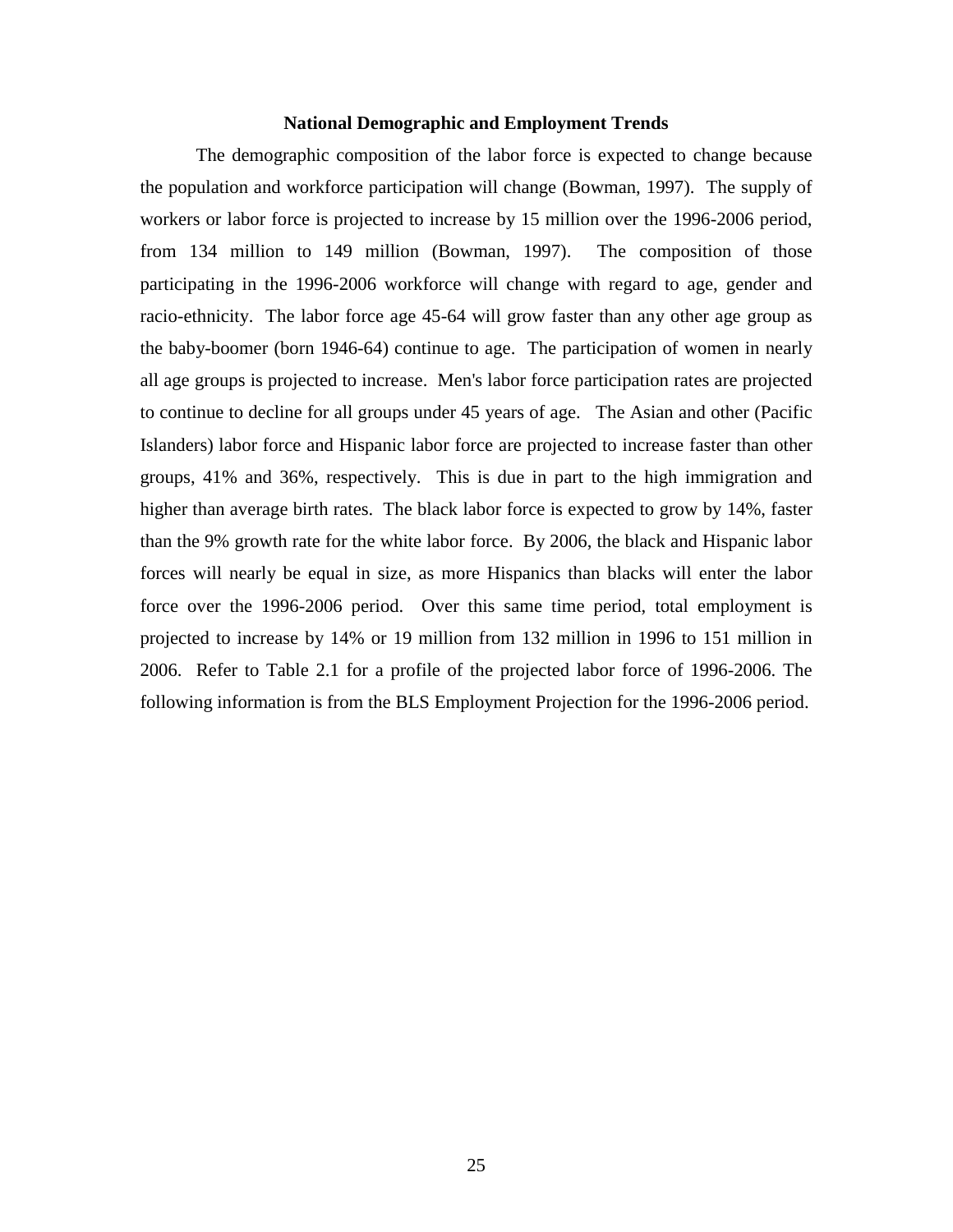## National Demographic and Employment Trends

The demographic composition of the labor force is expected to change because the population and workforce participation will change (Bowman, 1997). The supply of workers or labor force is projected to increase by 15 million over the 1996-2006 period, from 134 million to 149 million (Bowman, 1997). The composition of those participating in the 1996-2006 workforce will change with regard to age, gender and racio-ethnicity. The labor force age 45-64 will grow faster than any other age group as the baby-boomer (born 1946-64) continue to age. The participation of women in nearly all age groups is projected to increase. Men's labor force participation rates are projected to continue to decline for all groups under 45 years of age. The Asian and other (Pacific Islanders) labor force and Hispanic labor force are projected to increase faster than other groups, 41% and 36%, respectively. This is due in part to the high immigration and higher than average birth rates. The black labor force is expected to grow by 14%, faster than the 9% growth rate for the white labor force. By 2006, the black and Hispanic labor forces will nearly be equal in size, as more Hispanics than blacks will enter the labor force over the 1996-2006 period. Over this same time period, total employment is projected to increase by 14% or 19 million from 132 million in 1996 to 151 million in 2006. Refer to Table 2.1 for a profile of the projected labor force of 1996-2006. The following information is from the BLS Employment Projection for the 1996-2006 period.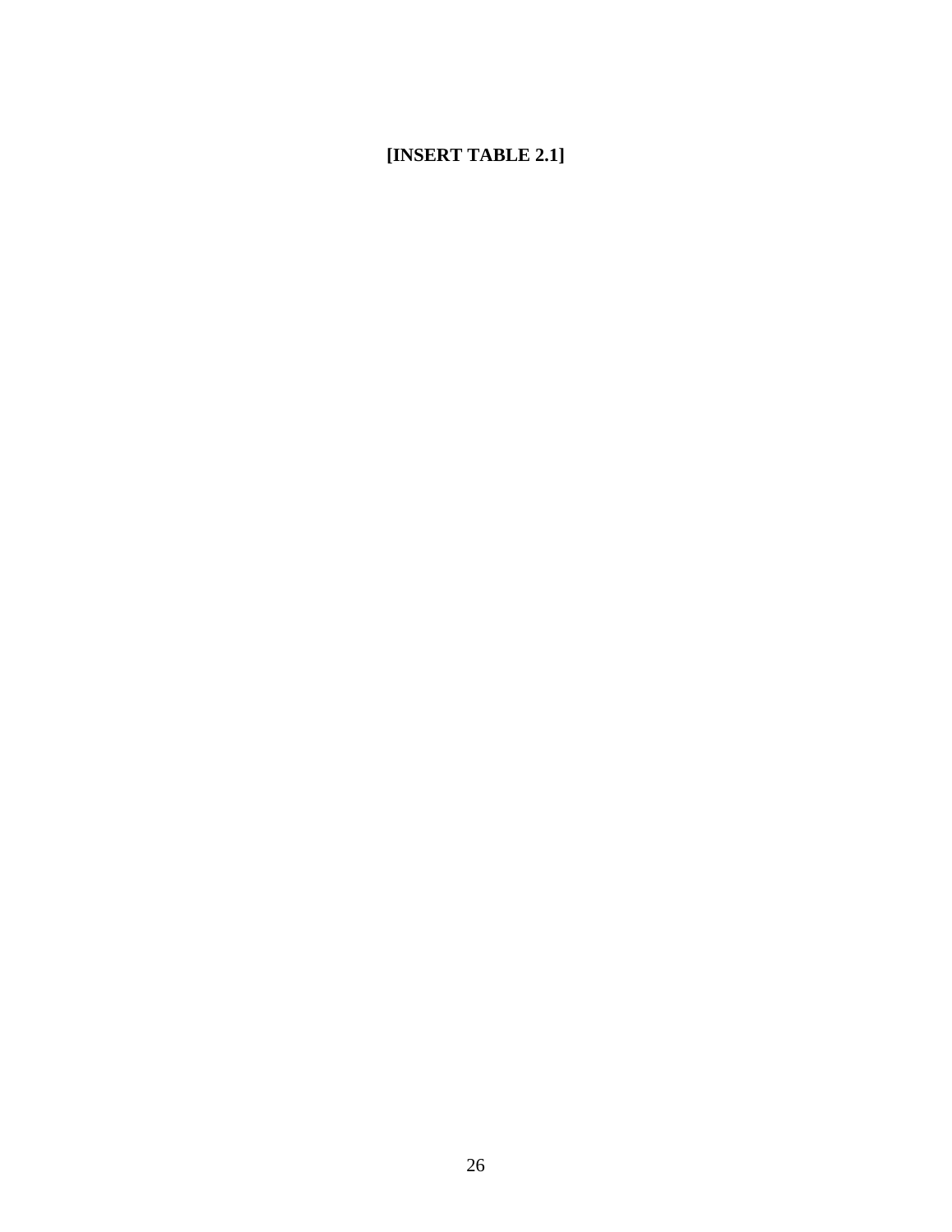**[INSERT TABLE 2.1]**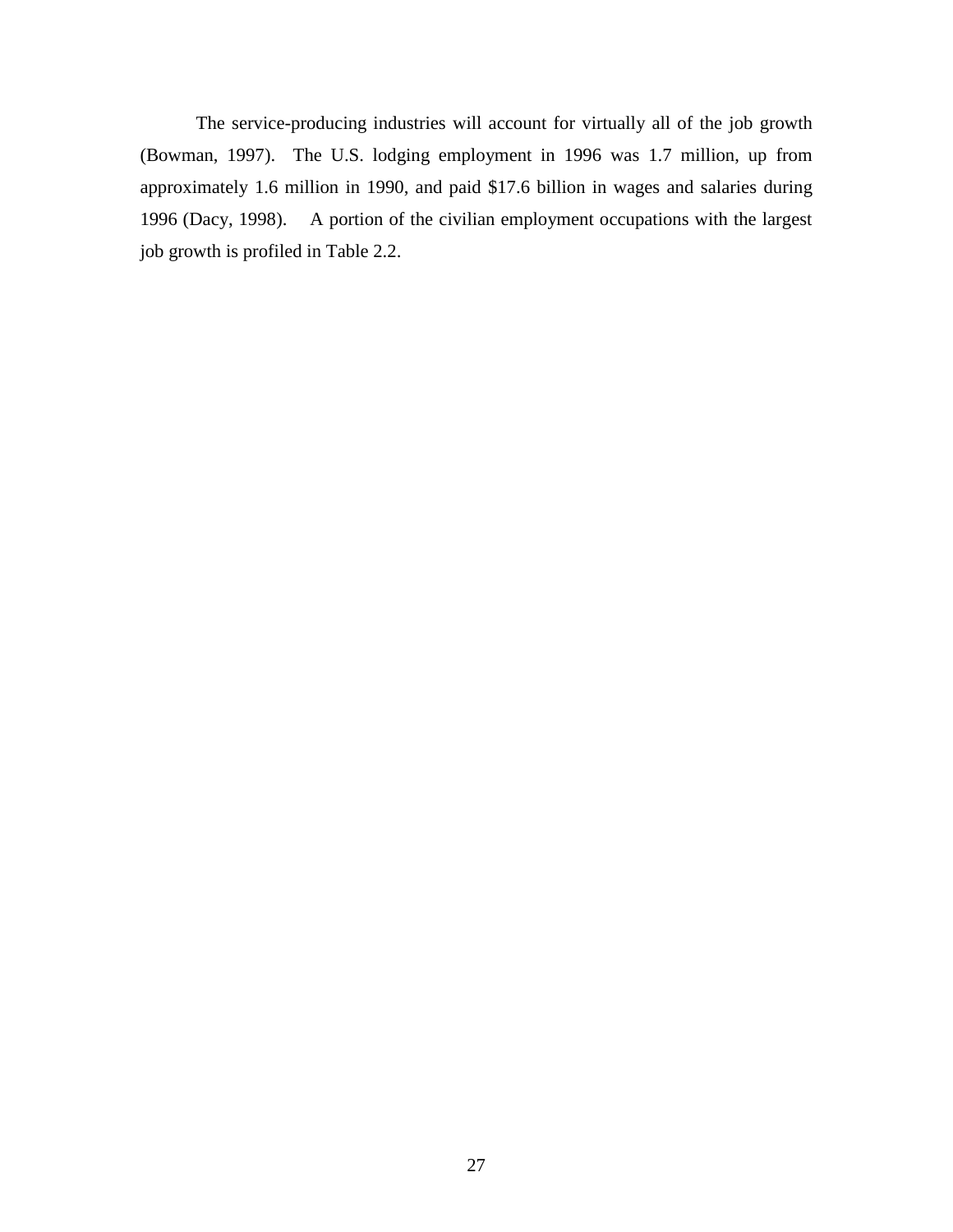The service-producing industries will account for virtually all of the job growth (Bowman, 1997). The U.S. lodging employment in 1996 was 1.7 million, up from approximately 1.6 million in 1990, and paid $17.6 billion in wages and salaries during 1996 (Dacy, 1998). A portion of the civilian employment occupations with the largest job growth is profiled in Table 2.2.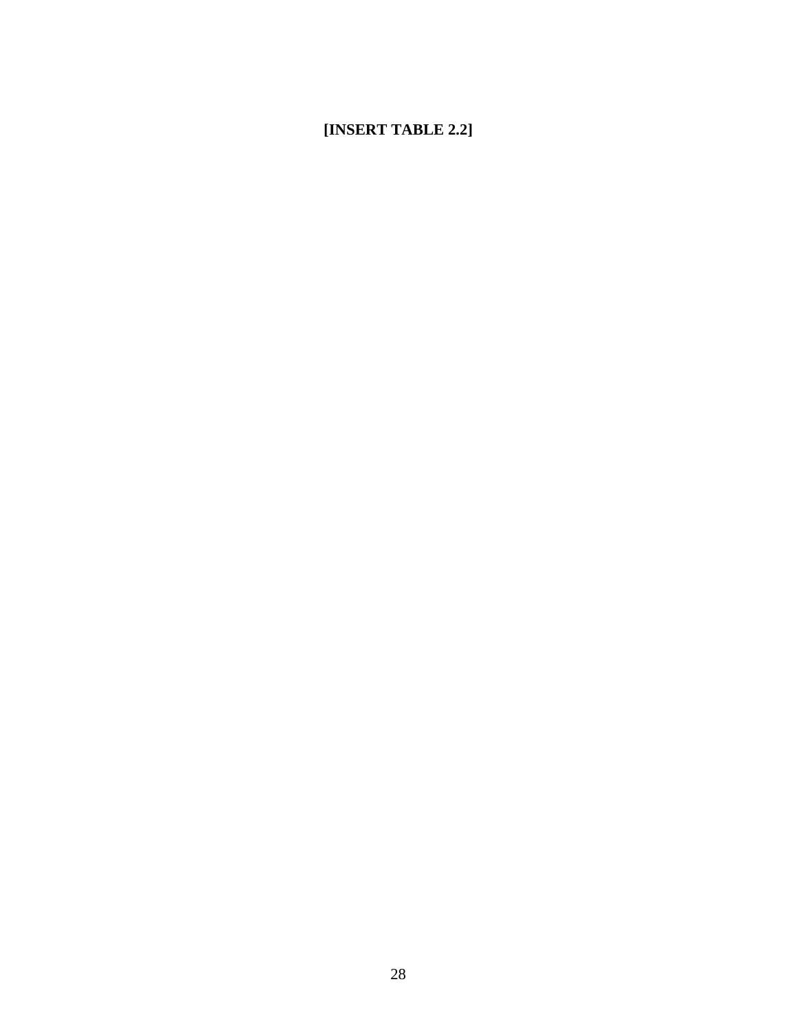**[INSERT TABLE 2.2]**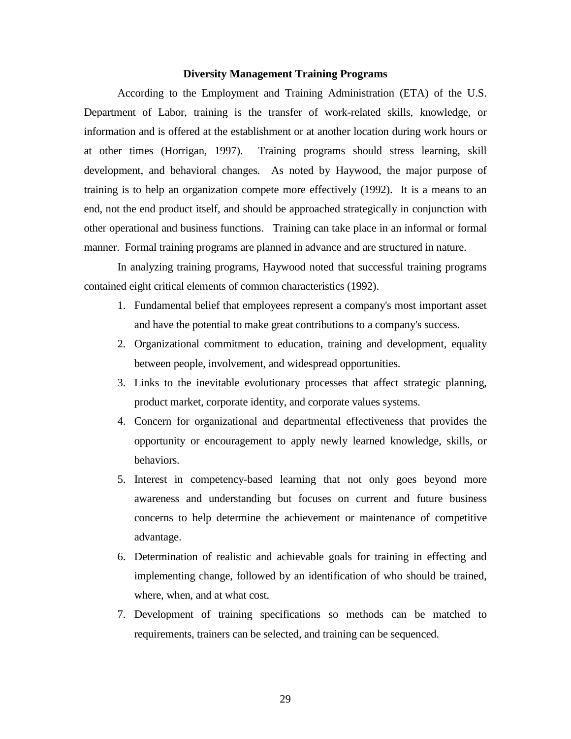## Diversity Management Training Programs

According to the Employment and Training Administration (ETA) of the U.S. Department of Labor, training is the transfer of work-related skills, knowledge, or information and is offered at the establishment or at another location during work hours or at other times (Horrigan, 1997). Training programs should stress learning, skill development, and behavioral changes. As noted by Haywood, the major purpose of training is to help an organization compete more effectively (1992). It is a means to an end, not the end product itself, and should be approached strategically in conjunction with other operational and business functions. Training can take place in an informal or formal manner. Formal training programs are planned in advance and are structured in nature.

In analyzing training programs, Haywood noted that successful training programs contained eight critical elements of common characteristics (1992).

1. Fundamental belief that employees represent a company's most important asset and have the potential to make great contributions to a company's success.
2. Organizational commitment to education, training and development, equality between people, involvement, and widespread opportunities.
3. Links to the inevitable evolutionary processes that affect strategic planning, product market, corporate identity, and corporate values systems.
4. Concern for organizational and departmental effectiveness that provides the opportunity or encouragement to apply newly learned knowledge, skills, or behaviors.
5. Interest in competency-based learning that not only goes beyond more awareness and understanding but focuses on current and future business concerns to help determine the achievement or maintenance of competitive advantage.
6. Determination of realistic and achievable goals for training in effecting and implementing change, followed by an identification of who should be trained, where, when, and at what cost.
7. Development of training specifications so methods can be matched to requirements, trainers can be selected, and training can be sequenced.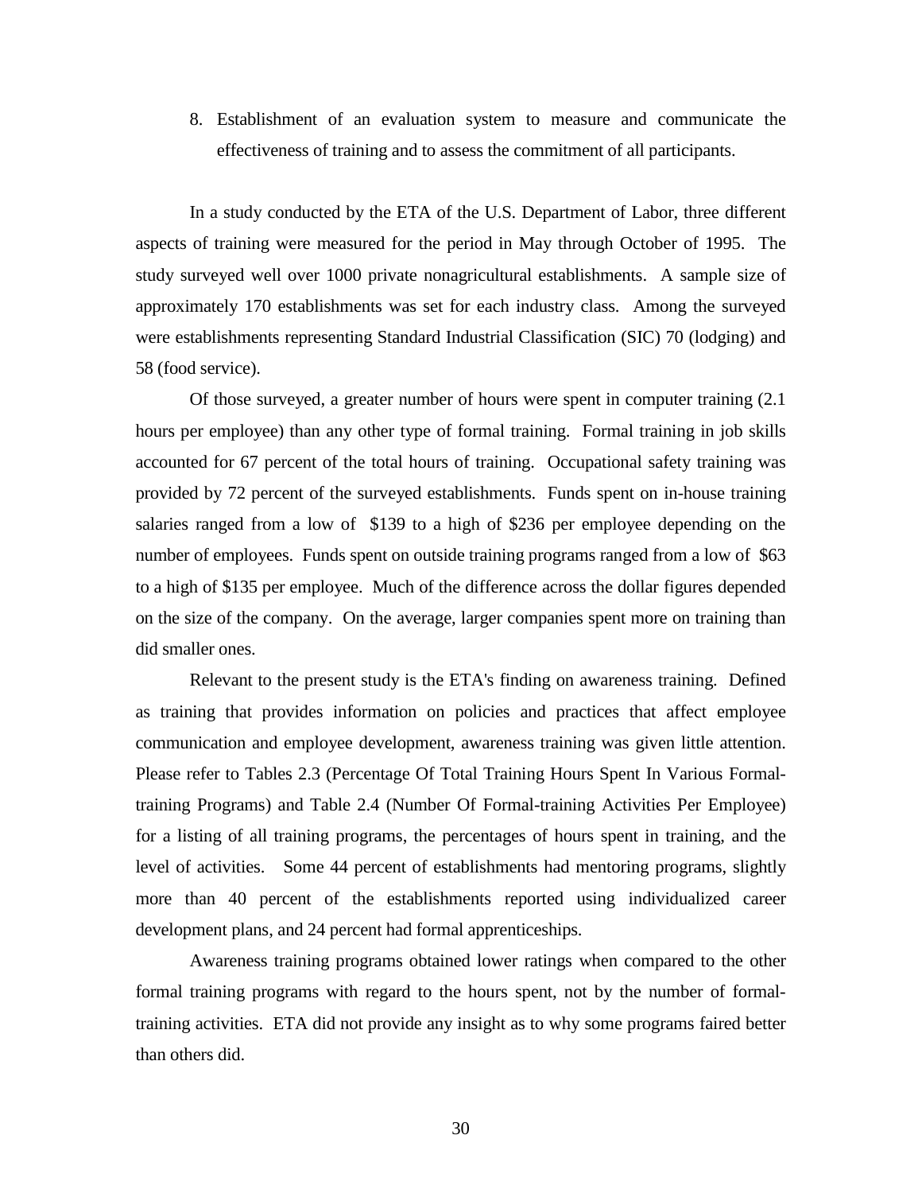8. Establishment of an evaluation system to measure and communicate the effectiveness of training and to assess the commitment of all participants.

In a study conducted by the ETA of the U.S. Department of Labor, three different aspects of training were measured for the period in May through October of 1995. The study surveyed well over 1000 private nonagricultural establishments. A sample size of approximately 170 establishments was set for each industry class. Among the surveyed were establishments representing Standard Industrial Classification (SIC) 70 (lodging) and 58 (food service).

Of those surveyed, a greater number of hours were spent in computer training (2.1 hours per employee) than any other type of formal training. Formal training in job skills accounted for 67 percent of the total hours of training. Occupational safety training was provided by 72 percent of the surveyed establishments. Funds spent on in-house training salaries ranged from a low of $139 to a high of $236 per employee depending on the number of employees. Funds spent on outside training programs ranged from a low of $63 to a high of $135 per employee. Much of the difference across the dollar figures depended on the size of the company. On the average, larger companies spent more on training than did smaller ones.

Relevant to the present study is the ETA's finding on awareness training. Defined as training that provides information on policies and practices that affect employee communication and employee development, awareness training was given little attention. Please refer to Tables 2.3 (Percentage Of Total Training Hours Spent In Various Formal-training Programs) and Table 2.4 (Number Of Formal-training Activities Per Employee) for a listing of all training programs, the percentages of hours spent in training, and the level of activities. Some 44 percent of establishments had mentoring programs, slightly more than 40 percent of the establishments reported using individualized career development plans, and 24 percent had formal apprenticeships.

Awareness training programs obtained lower ratings when compared to the other formal training programs with regard to the hours spent, not by the number of formal-training activities. ETA did not provide any insight as to why some programs faired better than others did.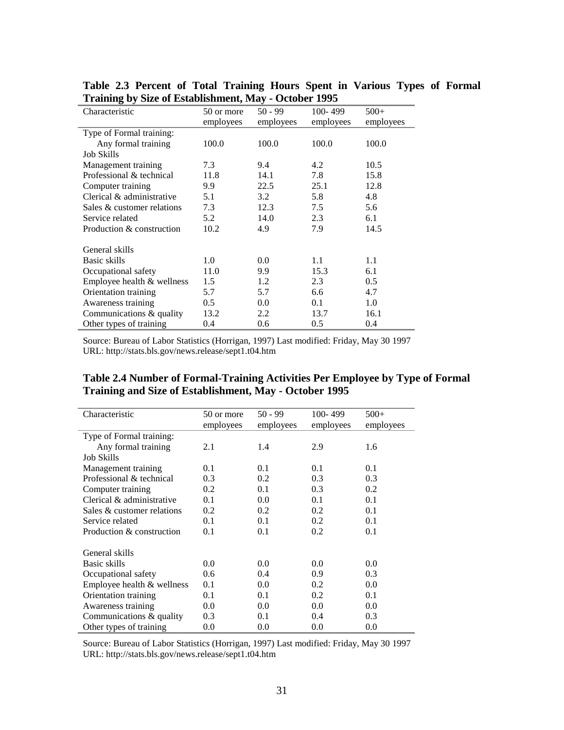**Table 2.3 Percent of Total Training Hours Spent in Various Types of Formal Training by Size of Establishment, May - October 1995**

| Characteristic | 50 or more employees | 50 - 99 employees | 100- 499 employees | 500+ employees |
|---|---|---|---|---|
| Type of Formal training: | | | | |
| Any formal training | 100.0 | 100.0 | 100.0 | 100.0 |
| Job Skills | | | | |
| Management training | 7.3 | 9.4 | 4.2 | 10.5 |
| Professional & technical | 11.8 | 14.1 | 7.8 | 15.8 |
| Computer training | 9.9 | 22.5 | 25.1 | 12.8 |
| Clerical & administrative | 5.1 | 3.2 | 5.8 | 4.8 |
| Sales & customer relations | 7.3 | 12.3 | 7.5 | 5.6 |
| Service related | 5.2 | 14.0 | 2.3 | 6.1 |
| Production & construction | 10.2 | 4.9 | 7.9 | 14.5 |
| General skills | | | | |
| Basic skills | 1.0 | 0.0 | 1.1 | 1.1 |
| Occupational safety | 11.0 | 9.9 | 15.3 | 6.1 |
| Employee health & wellness | 1.5 | 1.2 | 2.3 | 0.5 |
| Orientation training | 5.7 | 5.7 | 6.6 | 4.7 |
| Awareness training | 0.5 | 0.0 | 0.1 | 1.0 |
| Communications & quality | 13.2 | 2.2 | 13.7 | 16.1 |
| Other types of training | 0.4 | 0.6 | 0.5 | 0.4 |

Source: Bureau of Labor Statistics (Horrigan, 1997) Last modified: Friday, May 30 1997
URL: http://stats.bls.gov/news.release/sept1.t04.htm

**Table 2.4 Number of Formal-Training Activities Per Employee by Type of Formal Training and Size of Establishment, May - October 1995**

| Characteristic | 50 or more employees | 50 - 99 employees | 100- 499 employees | 500+ employees |
|---|---|---|---|---|
| Type of Formal training: | | | | |
| Any formal training | 2.1 | 1.4 | 2.9 | 1.6 |
| Job Skills | | | | |
| Management training | 0.1 | 0.1 | 0.1 | 0.1 |
| Professional & technical | 0.3 | 0.2 | 0.3 | 0.3 |
| Computer training | 0.2 | 0.1 | 0.3 | 0.2 |
| Clerical & administrative | 0.1 | 0.0 | 0.1 | 0.1 |
| Sales & customer relations | 0.2 | 0.2 | 0.2 | 0.1 |
| Service related | 0.1 | 0.1 | 0.2 | 0.1 |
| Production & construction | 0.1 | 0.1 | 0.2 | 0.1 |
| General skills | | | | |
| Basic skills | 0.0 | 0.0 | 0.0 | 0.0 |
| Occupational safety | 0.6 | 0.4 | 0.9 | 0.3 |
| Employee health & wellness | 0.1 | 0.0 | 0.2 | 0.0 |
| Orientation training | 0.1 | 0.1 | 0.2 | 0.1 |
| Awareness training | 0.0 | 0.0 | 0.0 | 0.0 |
| Communications & quality | 0.3 | 0.1 | 0.4 | 0.3 |
| Other types of training | 0.0 | 0.0 | 0.0 | 0.0 |

Source: Bureau of Labor Statistics (Horrigan, 1997) Last modified: Friday, May 30 1997
URL: http://stats.bls.gov/news.release/sept1.t04.htm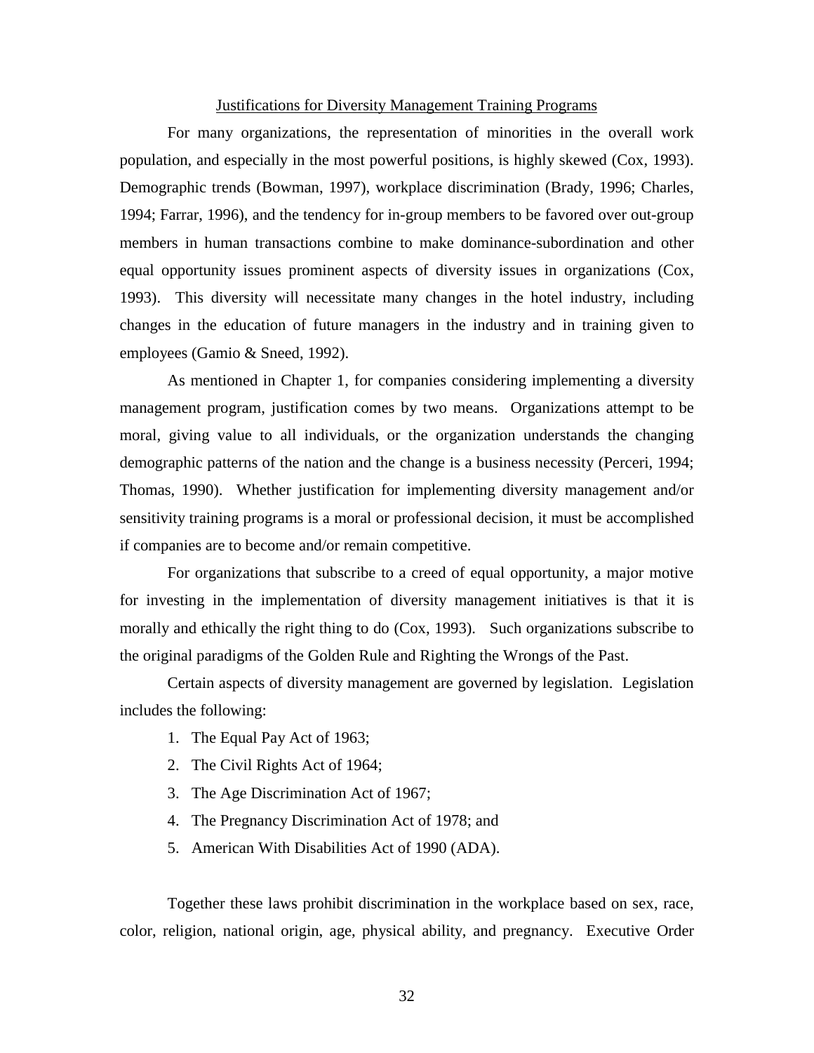## Justifications for Diversity Management Training Programs

For many organizations, the representation of minorities in the overall work population, and especially in the most powerful positions, is highly skewed (Cox, 1993). Demographic trends (Bowman, 1997), workplace discrimination (Brady, 1996; Charles, 1994; Farrar, 1996), and the tendency for in-group members to be favored over out-group members in human transactions combine to make dominance-subordination and other equal opportunity issues prominent aspects of diversity issues in organizations (Cox, 1993). This diversity will necessitate many changes in the hotel industry, including changes in the education of future managers in the industry and in training given to employees (Gamio & Sneed, 1992).

As mentioned in Chapter 1, for companies considering implementing a diversity management program, justification comes by two means. Organizations attempt to be moral, giving value to all individuals, or the organization understands the changing demographic patterns of the nation and the change is a business necessity (Perceri, 1994; Thomas, 1990). Whether justification for implementing diversity management and/or sensitivity training programs is a moral or professional decision, it must be accomplished if companies are to become and/or remain competitive.

For organizations that subscribe to a creed of equal opportunity, a major motive for investing in the implementation of diversity management initiatives is that it is morally and ethically the right thing to do (Cox, 1993). Such organizations subscribe to the original paradigms of the Golden Rule and Righting the Wrongs of the Past.

Certain aspects of diversity management are governed by legislation. Legislation includes the following:

1. The Equal Pay Act of 1963;
2. The Civil Rights Act of 1964;
3. The Age Discrimination Act of 1967;
4. The Pregnancy Discrimination Act of 1978; and
5. American With Disabilities Act of 1990 (ADA).

Together these laws prohibit discrimination in the workplace based on sex, race, color, religion, national origin, age, physical ability, and pregnancy. Executive Order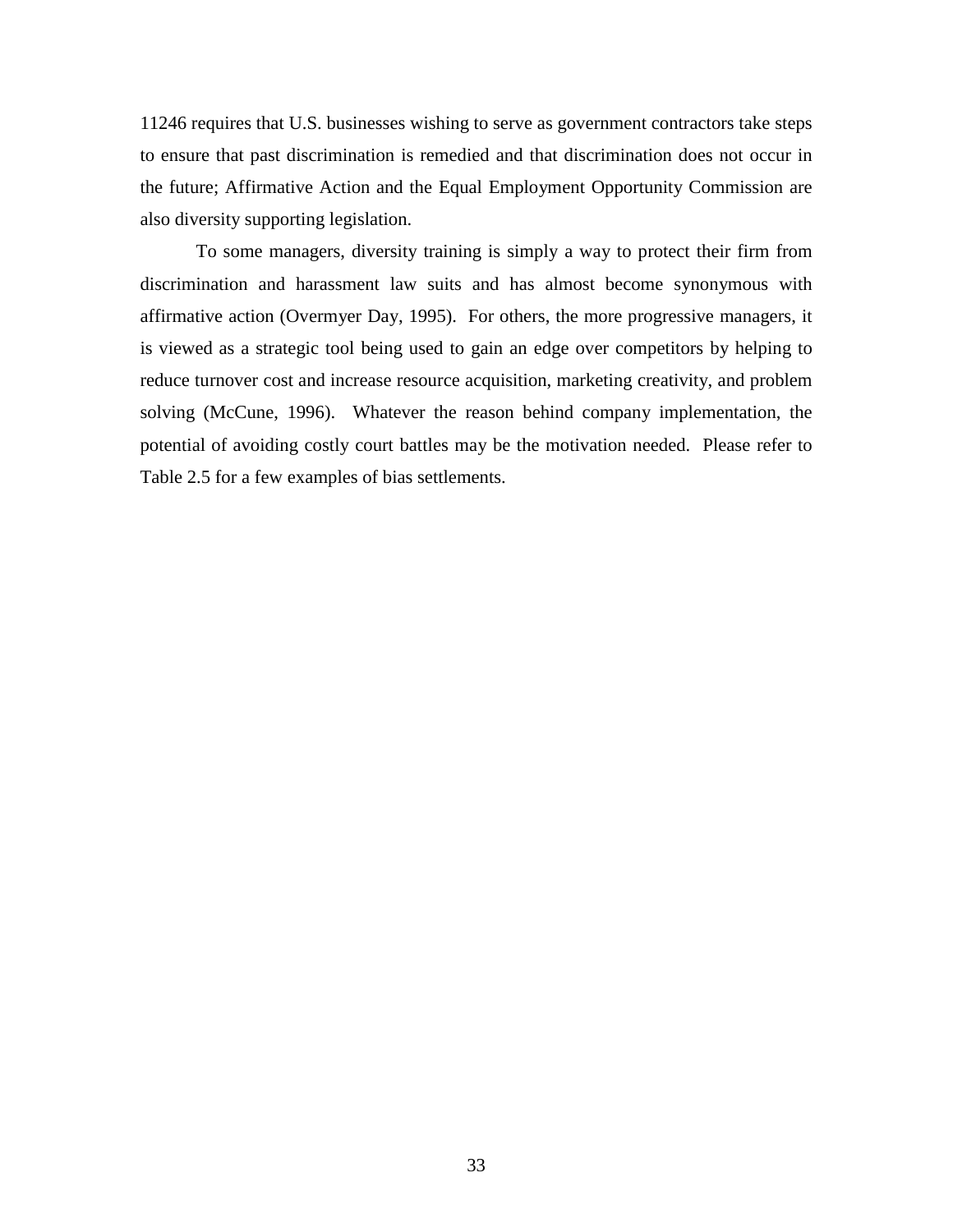11246 requires that U.S. businesses wishing to serve as government contractors take steps to ensure that past discrimination is remedied and that discrimination does not occur in the future; Affirmative Action and the Equal Employment Opportunity Commission are also diversity supporting legislation.

To some managers, diversity training is simply a way to protect their firm from discrimination and harassment law suits and has almost become synonymous with affirmative action (Overmyer Day, 1995). For others, the more progressive managers, it is viewed as a strategic tool being used to gain an edge over competitors by helping to reduce turnover cost and increase resource acquisition, marketing creativity, and problem solving (McCune, 1996). Whatever the reason behind company implementation, the potential of avoiding costly court battles may be the motivation needed. Please refer to Table 2.5 for a few examples of bias settlements.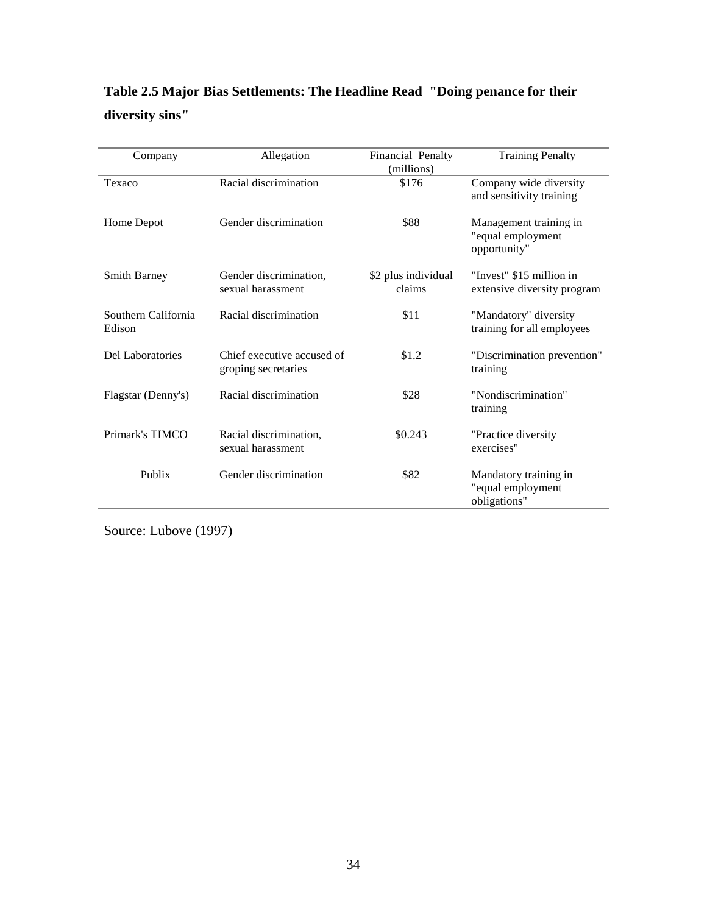**Table 2.5 Major Bias Settlements: The Headline Read "Doing penance for their diversity sins"**

| Company | Allegation | Financial Penalty (millions) | Training Penalty |
|---|---|---|---|
| Texaco | Racial discrimination | $176 | Company wide diversity and sensitivity training |
| Home Depot | Gender discrimination | $88 | Management training in "equal employment opportunity" |
| Smith Barney | Gender discrimination, sexual harassment | $2 plus individual claims | "Invest" $15 million in extensive diversity program |
| Southern California Edison | Racial discrimination | $11 | "Mandatory" diversity training for all employees |
| Del Laboratories | Chief executive accused of groping secretaries | $1.2 | "Discrimination prevention" training |
| Flagstar (Denny's) | Racial discrimination | $28 | "Nondiscrimination" training |
| Primark's TIMCO | Racial discrimination, sexual harassment | $0.243 | "Practice diversity exercises" |
| Publix | Gender discrimination | $82 | Mandatory training in "equal employment obligations" |

Source: Lubove (1997)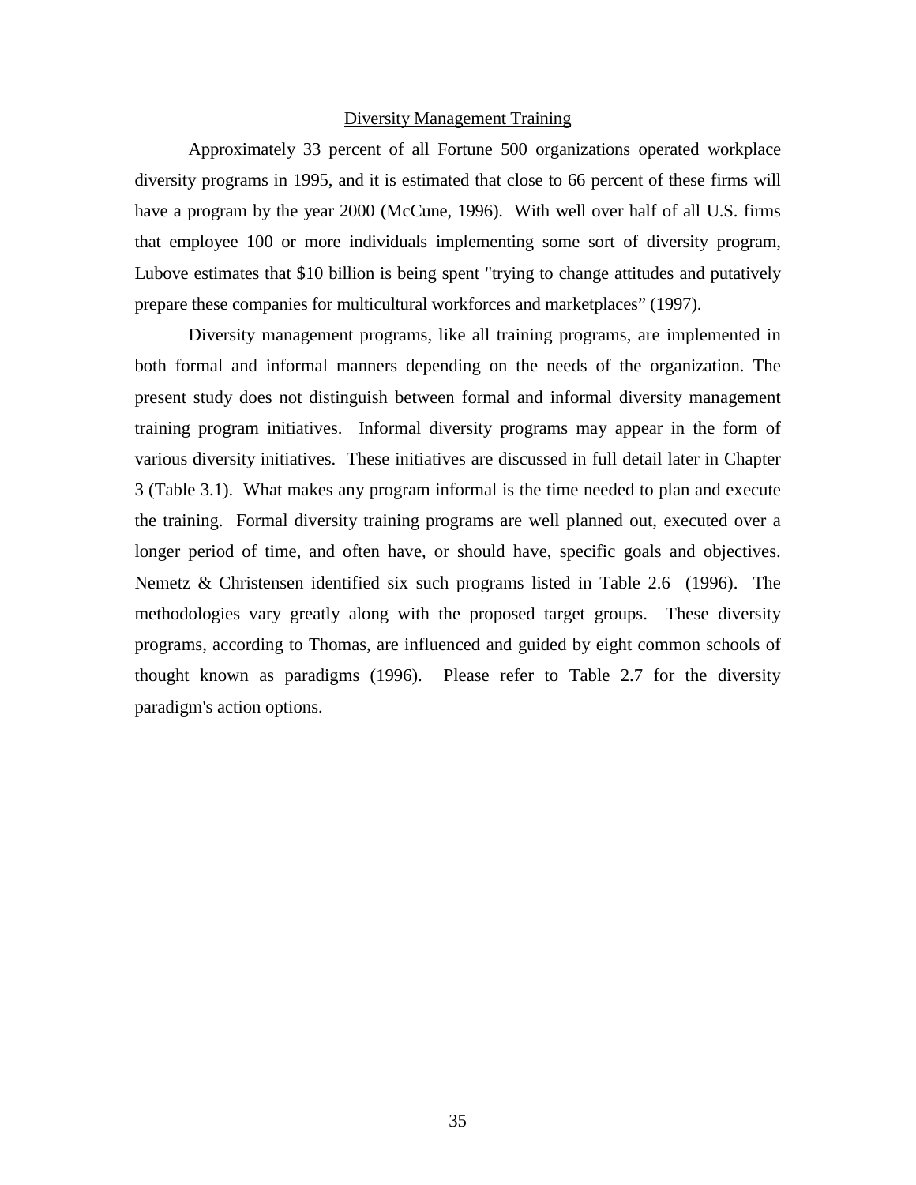## Diversity Management Training

Approximately 33 percent of all Fortune 500 organizations operated workplace diversity programs in 1995, and it is estimated that close to 66 percent of these firms will have a program by the year 2000 (McCune, 1996). With well over half of all U.S. firms that employee 100 or more individuals implementing some sort of diversity program, Lubove estimates that $10 billion is being spent "trying to change attitudes and putatively prepare these companies for multicultural workforces and marketplaces" (1997).

Diversity management programs, like all training programs, are implemented in both formal and informal manners depending on the needs of the organization. The present study does not distinguish between formal and informal diversity management training program initiatives. Informal diversity programs may appear in the form of various diversity initiatives. These initiatives are discussed in full detail later in Chapter 3 (Table 3.1). What makes any program informal is the time needed to plan and execute the training. Formal diversity training programs are well planned out, executed over a longer period of time, and often have, or should have, specific goals and objectives. Nemetz & Christensen identified six such programs listed in Table 2.6 (1996). The methodologies vary greatly along with the proposed target groups. These diversity programs, according to Thomas, are influenced and guided by eight common schools of thought known as paradigms (1996). Please refer to Table 2.7 for the diversity paradigm's action options.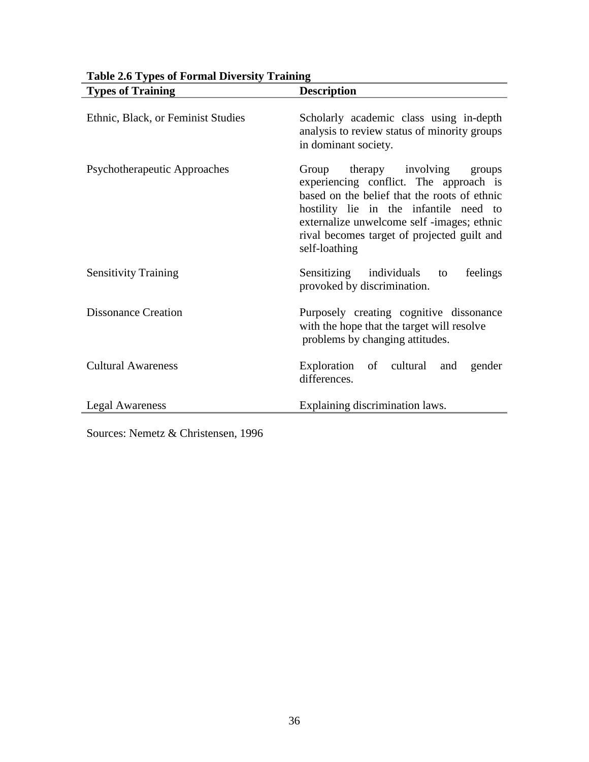**Table 2.6 Types of Formal Diversity Training**

| Types of Training | Description |
|---|---|
| Ethnic, Black, or Feminist Studies | Scholarly academic class using in-depth analysis to review status of minority groups in dominant society. |
| Psychotherapeutic Approaches | Group therapy involving groups experiencing conflict. The approach is based on the belief that the roots of ethnic hostility lie in the infantile need to externalize unwelcome self -images; ethnic rival becomes target of projected guilt and self-loathing |
| Sensitivity Training | Sensitizing individuals to feelings provoked by discrimination. |
| Dissonance Creation | Purposely creating cognitive dissonance with the hope that the target will resolve problems by changing attitudes. |
| Cultural Awareness | Exploration of cultural and gender differences. |
| Legal Awareness | Explaining discrimination laws. |

Sources: Nemetz & Christensen, 1996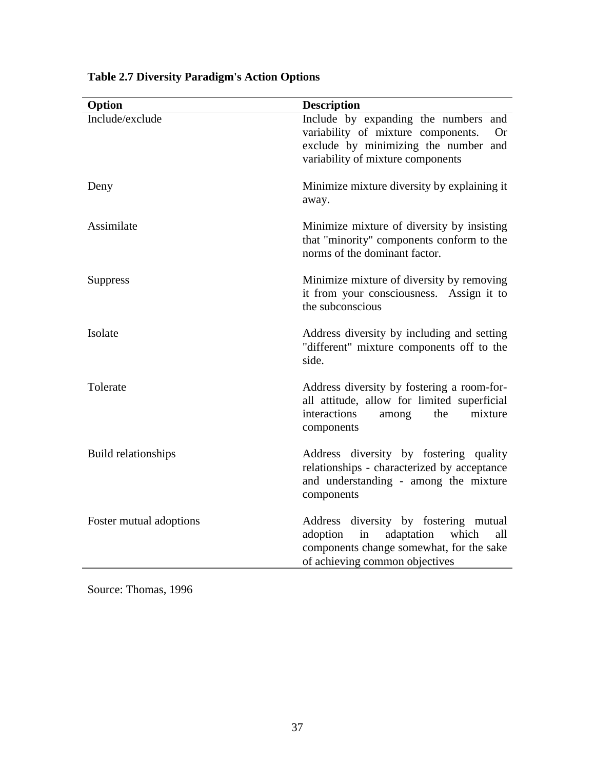**Table 2.7 Diversity Paradigm's Action Options**

| Option | Description |
| --- | --- |
| Include/exclude | Include by expanding the numbers and variability of mixture components. Or exclude by minimizing the number and variability of mixture components |
| Deny | Minimize mixture diversity by explaining it away. |
| Assimilate | Minimize mixture of diversity by insisting that "minority" components conform to the norms of the dominant factor. |
| Suppress | Minimize mixture of diversity by removing it from your consciousness. Assign it to the subconscious |
| Isolate | Address diversity by including and setting "different" mixture components off to the side. |
| Tolerate | Address diversity by fostering a room-for-all attitude, allow for limited superficial interactions among the mixture components |
| Build relationships | Address diversity by fostering quality relationships - characterized by acceptance and understanding - among the mixture components |
| Foster mutual adoptions | Address diversity by fostering mutual adoption in adaptation which all components change somewhat, for the sake of achieving common objectives |

Source: Thomas, 1996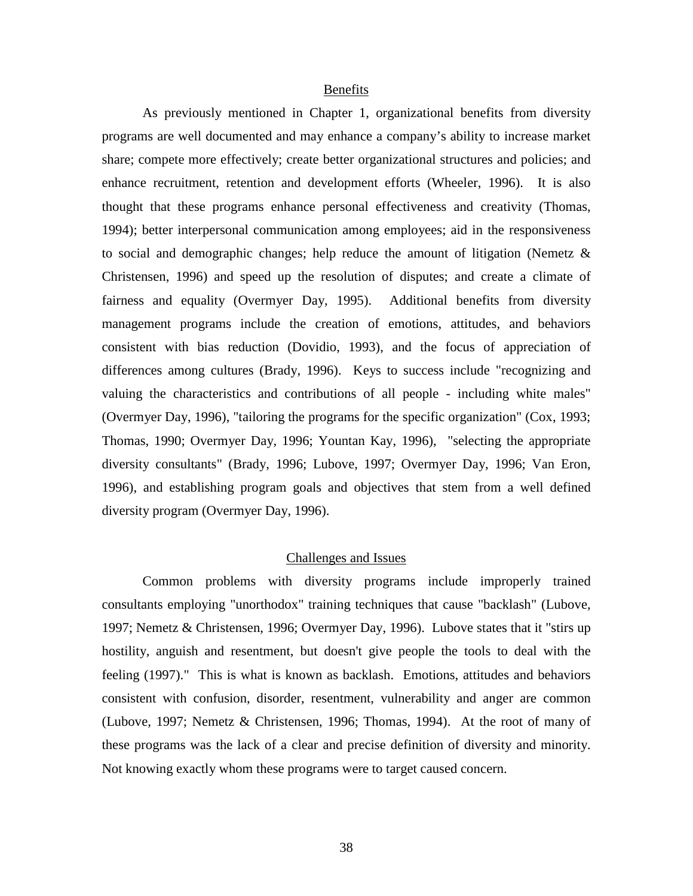## Benefits

As previously mentioned in Chapter 1, organizational benefits from diversity programs are well documented and may enhance a company's ability to increase market share; compete more effectively; create better organizational structures and policies; and enhance recruitment, retention and development efforts (Wheeler, 1996). It is also thought that these programs enhance personal effectiveness and creativity (Thomas, 1994); better interpersonal communication among employees; aid in the responsiveness to social and demographic changes; help reduce the amount of litigation (Nemetz & Christensen, 1996) and speed up the resolution of disputes; and create a climate of fairness and equality (Overmyer Day, 1995). Additional benefits from diversity management programs include the creation of emotions, attitudes, and behaviors consistent with bias reduction (Dovidio, 1993), and the focus of appreciation of differences among cultures (Brady, 1996). Keys to success include "recognizing and valuing the characteristics and contributions of all people - including white males" (Overmyer Day, 1996), "tailoring the programs for the specific organization" (Cox, 1993; Thomas, 1990; Overmyer Day, 1996; Yountan Kay, 1996), "selecting the appropriate diversity consultants" (Brady, 1996; Lubove, 1997; Overmyer Day, 1996; Van Eron, 1996), and establishing program goals and objectives that stem from a well defined diversity program (Overmyer Day, 1996).

## Challenges and Issues

Common problems with diversity programs include improperly trained consultants employing "unorthodox" training techniques that cause "backlash" (Lubove, 1997; Nemetz & Christensen, 1996; Overmyer Day, 1996). Lubove states that it "stirs up hostility, anguish and resentment, but doesn't give people the tools to deal with the feeling (1997)." This is what is known as backlash. Emotions, attitudes and behaviors consistent with confusion, disorder, resentment, vulnerability and anger are common (Lubove, 1997; Nemetz & Christensen, 1996; Thomas, 1994). At the root of many of these programs was the lack of a clear and precise definition of diversity and minority. Not knowing exactly whom these programs were to target caused concern.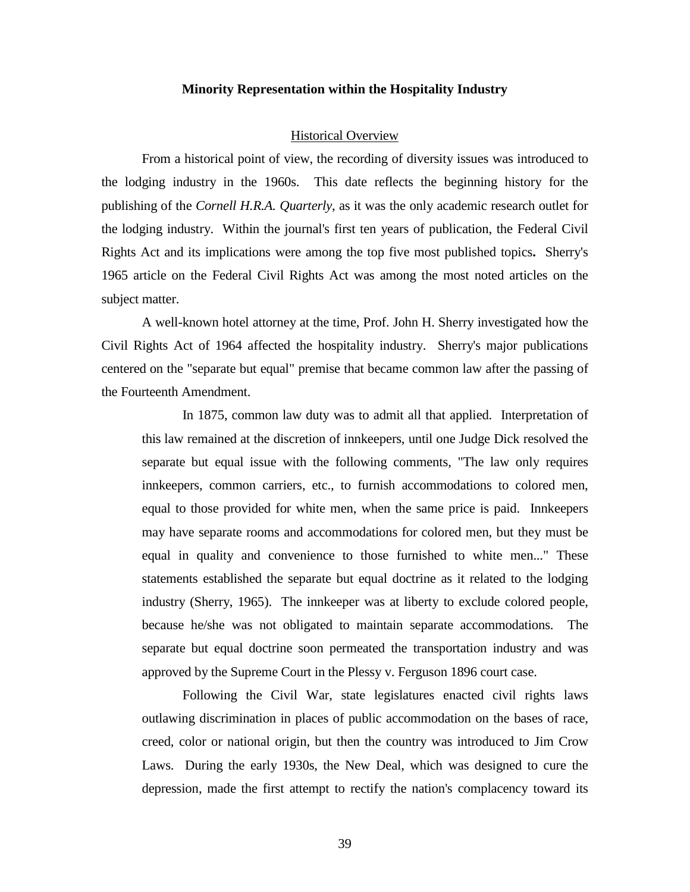## Minority Representation within the Hospitality Industry

### Historical Overview

From a historical point of view, the recording of diversity issues was introduced to the lodging industry in the 1960s. This date reflects the beginning history for the publishing of the *Cornell H.R.A. Quarterly*, as it was the only academic research outlet for the lodging industry. Within the journal's first ten years of publication, the Federal Civil Rights Act and its implications were among the top five most published topics**.** Sherry's 1965 article on the Federal Civil Rights Act was among the most noted articles on the subject matter.

A well-known hotel attorney at the time, Prof. John H. Sherry investigated how the Civil Rights Act of 1964 affected the hospitality industry. Sherry's major publications centered on the "separate but equal" premise that became common law after the passing of the Fourteenth Amendment.

> In 1875, common law duty was to admit all that applied. Interpretation of this law remained at the discretion of innkeepers, until one Judge Dick resolved the separate but equal issue with the following comments, "The law only requires innkeepers, common carriers, etc., to furnish accommodations to colored men, equal to those provided for white men, when the same price is paid. Innkeepers may have separate rooms and accommodations for colored men, but they must be equal in quality and convenience to those furnished to white men..." These statements established the separate but equal doctrine as it related to the lodging industry (Sherry, 1965). The innkeeper was at liberty to exclude colored people, because he/she was not obligated to maintain separate accommodations. The separate but equal doctrine soon permeated the transportation industry and was approved by the Supreme Court in the Plessy v. Ferguson 1896 court case.
>
> Following the Civil War, state legislatures enacted civil rights laws outlawing discrimination in places of public accommodation on the bases of race, creed, color or national origin, but then the country was introduced to Jim Crow Laws. During the early 1930s, the New Deal, which was designed to cure the depression, made the first attempt to rectify the nation's complacency toward its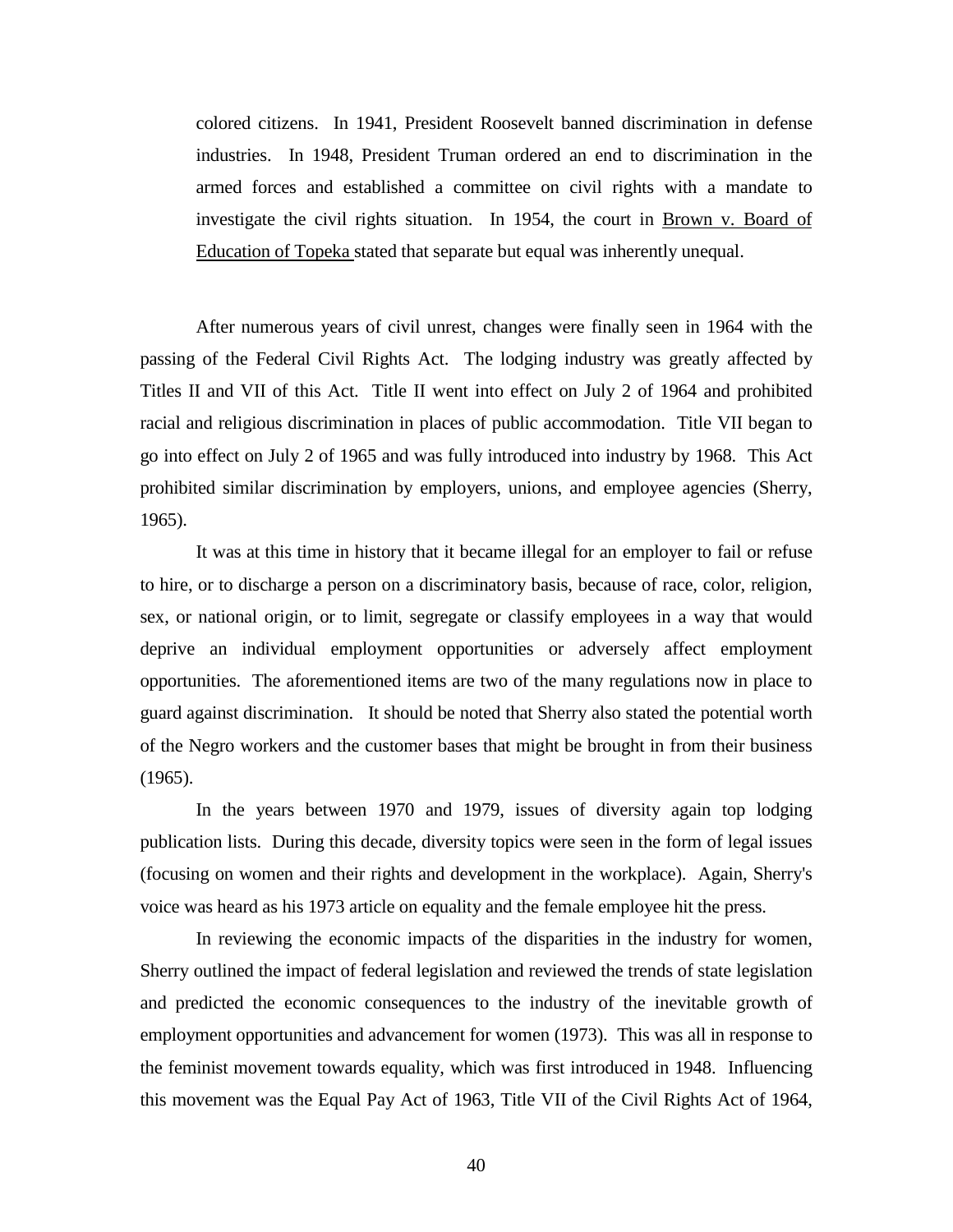colored citizens. In 1941, President Roosevelt banned discrimination in defense industries. In 1948, President Truman ordered an end to discrimination in the armed forces and established a committee on civil rights with a mandate to investigate the civil rights situation. In 1954, the court in Brown v. Board of Education of Topeka stated that separate but equal was inherently unequal.

After numerous years of civil unrest, changes were finally seen in 1964 with the passing of the Federal Civil Rights Act. The lodging industry was greatly affected by Titles II and VII of this Act. Title II went into effect on July 2 of 1964 and prohibited racial and religious discrimination in places of public accommodation. Title VII began to go into effect on July 2 of 1965 and was fully introduced into industry by 1968. This Act prohibited similar discrimination by employers, unions, and employee agencies (Sherry, 1965).

It was at this time in history that it became illegal for an employer to fail or refuse to hire, or to discharge a person on a discriminatory basis, because of race, color, religion, sex, or national origin, or to limit, segregate or classify employees in a way that would deprive an individual employment opportunities or adversely affect employment opportunities. The aforementioned items are two of the many regulations now in place to guard against discrimination. It should be noted that Sherry also stated the potential worth of the Negro workers and the customer bases that might be brought in from their business (1965).

In the years between 1970 and 1979, issues of diversity again top lodging publication lists. During this decade, diversity topics were seen in the form of legal issues (focusing on women and their rights and development in the workplace). Again, Sherry's voice was heard as his 1973 article on equality and the female employee hit the press.

In reviewing the economic impacts of the disparities in the industry for women, Sherry outlined the impact of federal legislation and reviewed the trends of state legislation and predicted the economic consequences to the industry of the inevitable growth of employment opportunities and advancement for women (1973). This was all in response to the feminist movement towards equality, which was first introduced in 1948. Influencing this movement was the Equal Pay Act of 1963, Title VII of the Civil Rights Act of 1964,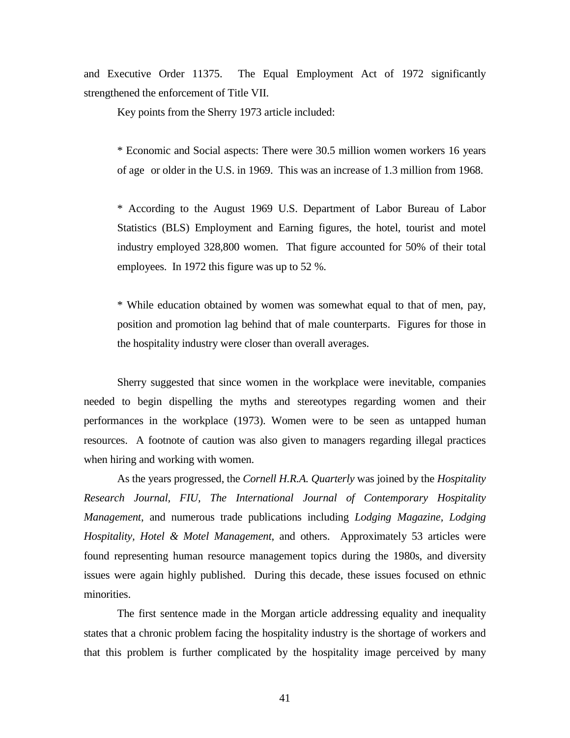and Executive Order 11375. The Equal Employment Act of 1972 significantly strengthened the enforcement of Title VII.

Key points from the Sherry 1973 article included:

* Economic and Social aspects: There were 30.5 million women workers 16 years of age or older in the U.S. in 1969. This was an increase of 1.3 million from 1968.

* According to the August 1969 U.S. Department of Labor Bureau of Labor Statistics (BLS) Employment and Earning figures, the hotel, tourist and motel industry employed 328,800 women. That figure accounted for 50% of their total employees. In 1972 this figure was up to 52 %.

* While education obtained by women was somewhat equal to that of men, pay, position and promotion lag behind that of male counterparts. Figures for those in the hospitality industry were closer than overall averages.

Sherry suggested that since women in the workplace were inevitable, companies needed to begin dispelling the myths and stereotypes regarding women and their performances in the workplace (1973). Women were to be seen as untapped human resources. A footnote of caution was also given to managers regarding illegal practices when hiring and working with women.

As the years progressed, the *Cornell H.R.A. Quarterly* was joined by the *Hospitality Research Journal, FIU, The International Journal of Contemporary Hospitality Management*, and numerous trade publications including *Lodging Magazine, Lodging Hospitality, Hotel & Motel Management*, and others. Approximately 53 articles were found representing human resource management topics during the 1980s, and diversity issues were again highly published. During this decade, these issues focused on ethnic minorities.

The first sentence made in the Morgan article addressing equality and inequality states that a chronic problem facing the hospitality industry is the shortage of workers and that this problem is further complicated by the hospitality image perceived by many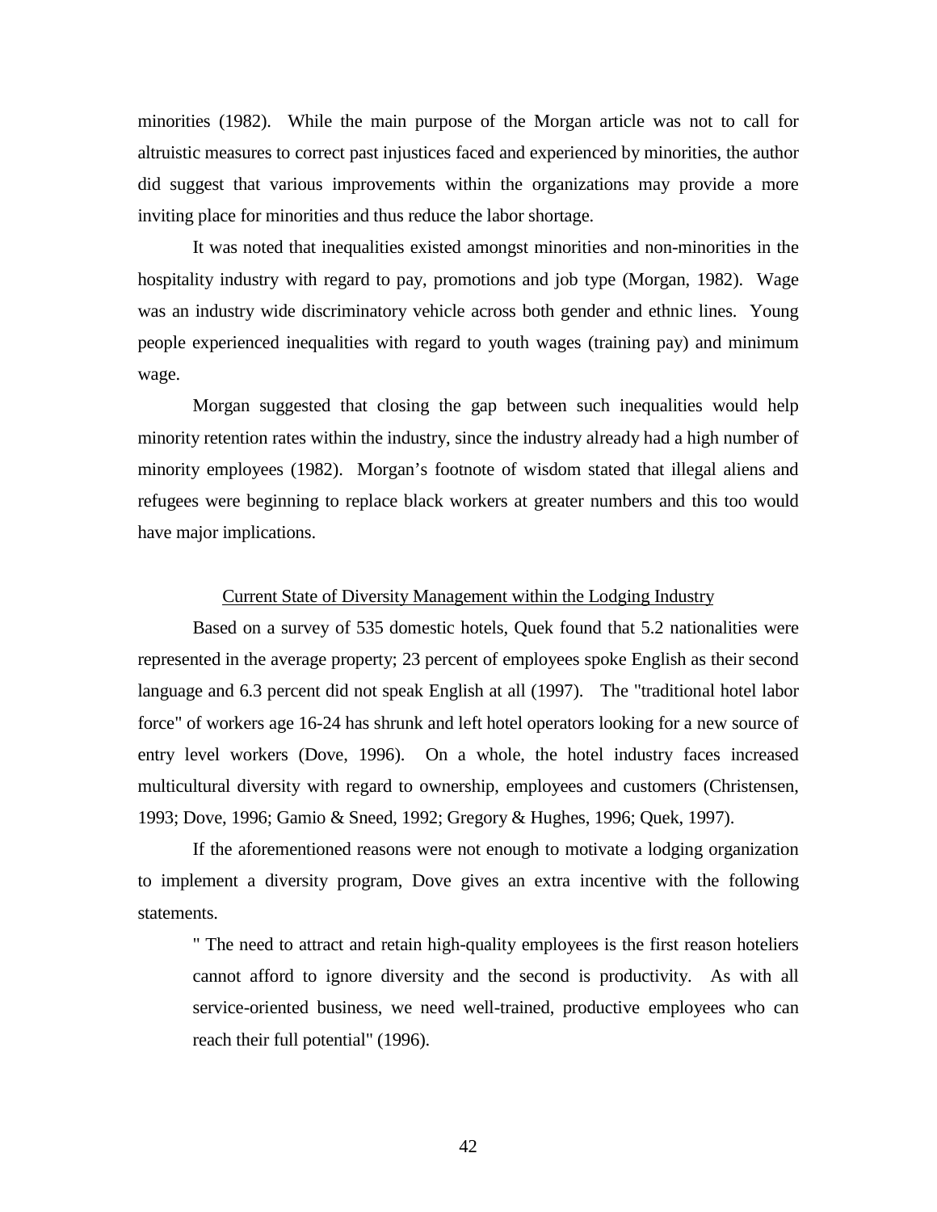minorities (1982). While the main purpose of the Morgan article was not to call for altruistic measures to correct past injustices faced and experienced by minorities, the author did suggest that various improvements within the organizations may provide a more inviting place for minorities and thus reduce the labor shortage.

It was noted that inequalities existed amongst minorities and non-minorities in the hospitality industry with regard to pay, promotions and job type (Morgan, 1982). Wage was an industry wide discriminatory vehicle across both gender and ethnic lines. Young people experienced inequalities with regard to youth wages (training pay) and minimum wage.

Morgan suggested that closing the gap between such inequalities would help minority retention rates within the industry, since the industry already had a high number of minority employees (1982). Morgan's footnote of wisdom stated that illegal aliens and refugees were beginning to replace black workers at greater numbers and this too would have major implications.

## Current State of Diversity Management within the Lodging Industry

Based on a survey of 535 domestic hotels, Quek found that 5.2 nationalities were represented in the average property; 23 percent of employees spoke English as their second language and 6.3 percent did not speak English at all (1997). The "traditional hotel labor force" of workers age 16-24 has shrunk and left hotel operators looking for a new source of entry level workers (Dove, 1996). On a whole, the hotel industry faces increased multicultural diversity with regard to ownership, employees and customers (Christensen, 1993; Dove, 1996; Gamio & Sneed, 1992; Gregory & Hughes, 1996; Quek, 1997).

If the aforementioned reasons were not enough to motivate a lodging organization to implement a diversity program, Dove gives an extra incentive with the following statements.

> " The need to attract and retain high-quality employees is the first reason hoteliers cannot afford to ignore diversity and the second is productivity. As with all service-oriented business, we need well-trained, productive employees who can reach their full potential" (1996).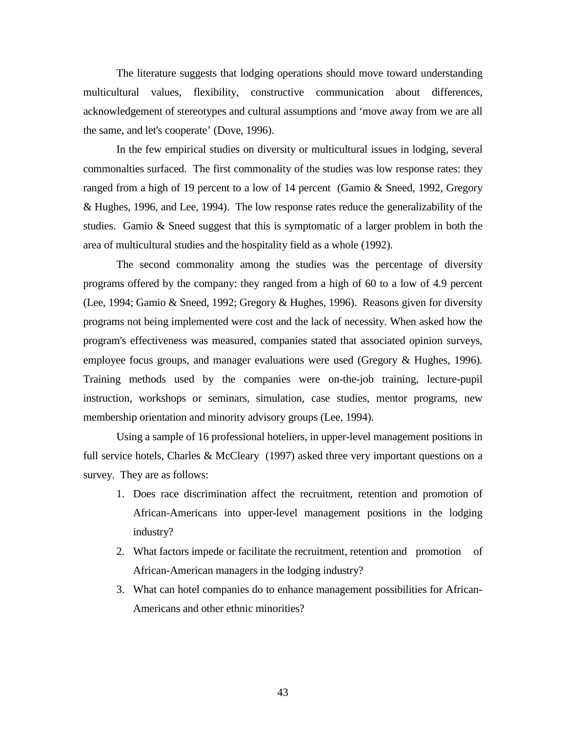The literature suggests that lodging operations should move toward understanding multicultural values, flexibility, constructive communication about differences, acknowledgement of stereotypes and cultural assumptions and 'move away from we are all the same, and let's cooperate' (Dove, 1996).

In the few empirical studies on diversity or multicultural issues in lodging, several commonalties surfaced. The first commonality of the studies was low response rates: they ranged from a high of 19 percent to a low of 14 percent (Gamio & Sneed, 1992, Gregory & Hughes, 1996, and Lee, 1994). The low response rates reduce the generalizability of the studies. Gamio & Sneed suggest that this is symptomatic of a larger problem in both the area of multicultural studies and the hospitality field as a whole (1992).

The second commonality among the studies was the percentage of diversity programs offered by the company: they ranged from a high of 60 to a low of 4.9 percent (Lee, 1994; Gamio & Sneed, 1992; Gregory & Hughes, 1996). Reasons given for diversity programs not being implemented were cost and the lack of necessity. When asked how the program's effectiveness was measured, companies stated that associated opinion surveys, employee focus groups, and manager evaluations were used (Gregory & Hughes, 1996). Training methods used by the companies were on-the-job training, lecture-pupil instruction, workshops or seminars, simulation, case studies, mentor programs, new membership orientation and minority advisory groups (Lee, 1994).

Using a sample of 16 professional hoteliers, in upper-level management positions in full service hotels, Charles & McCleary (1997) asked three very important questions on a survey. They are as follows:

1. Does race discrimination affect the recruitment, retention and promotion of African-Americans into upper-level management positions in the lodging industry?
2. What factors impede or facilitate the recruitment, retention and promotion of African-American managers in the lodging industry?
3. What can hotel companies do to enhance management possibilities for African-Americans and other ethnic minorities?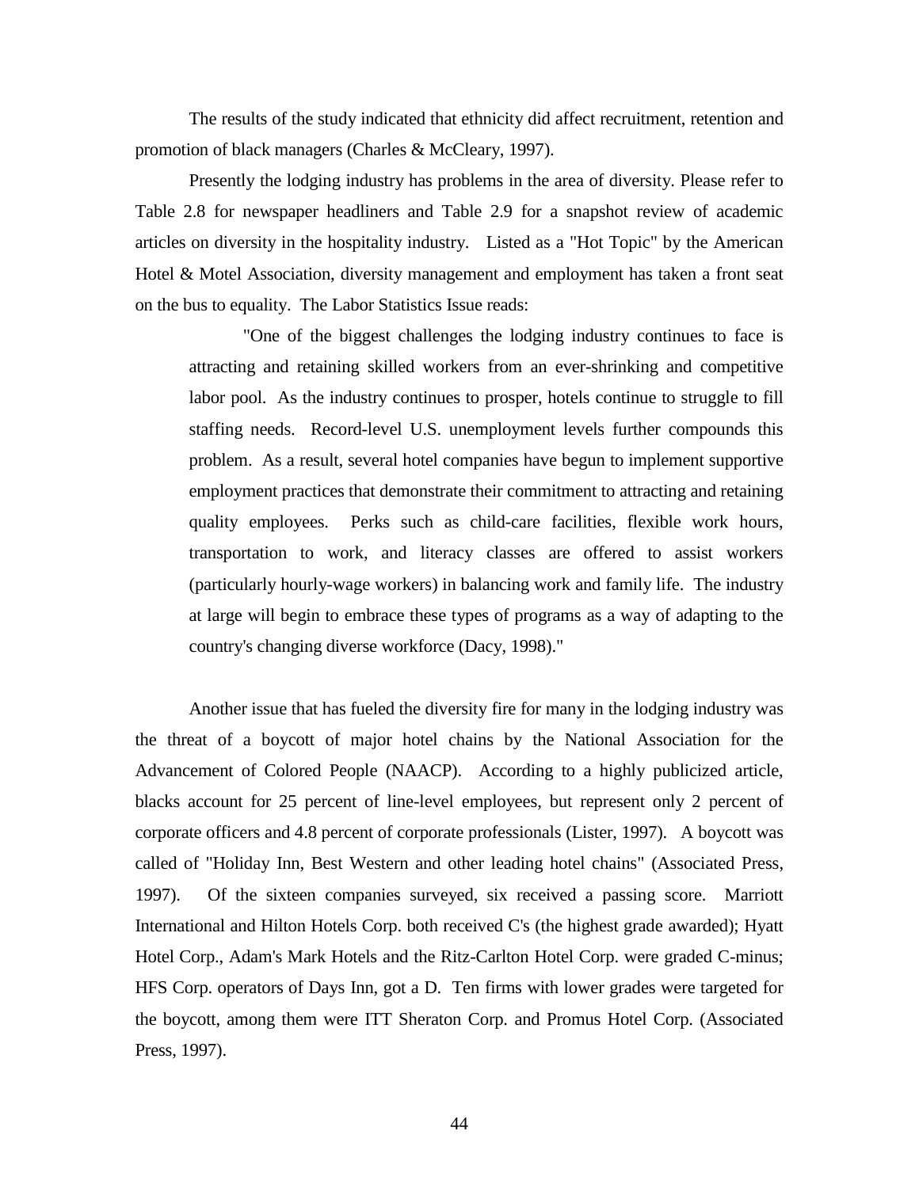The results of the study indicated that ethnicity did affect recruitment, retention and promotion of black managers (Charles & McCleary, 1997).

Presently the lodging industry has problems in the area of diversity. Please refer to Table 2.8 for newspaper headliners and Table 2.9 for a snapshot review of academic articles on diversity in the hospitality industry. Listed as a "Hot Topic" by the American Hotel & Motel Association, diversity management and employment has taken a front seat on the bus to equality. The Labor Statistics Issue reads:

> "One of the biggest challenges the lodging industry continues to face is attracting and retaining skilled workers from an ever-shrinking and competitive labor pool. As the industry continues to prosper, hotels continue to struggle to fill staffing needs. Record-level U.S. unemployment levels further compounds this problem. As a result, several hotel companies have begun to implement supportive employment practices that demonstrate their commitment to attracting and retaining quality employees. Perks such as child-care facilities, flexible work hours, transportation to work, and literacy classes are offered to assist workers (particularly hourly-wage workers) in balancing work and family life. The industry at large will begin to embrace these types of programs as a way of adapting to the country's changing diverse workforce (Dacy, 1998)."

Another issue that has fueled the diversity fire for many in the lodging industry was the threat of a boycott of major hotel chains by the National Association for the Advancement of Colored People (NAACP). According to a highly publicized article, blacks account for 25 percent of line-level employees, but represent only 2 percent of corporate officers and 4.8 percent of corporate professionals (Lister, 1997). A boycott was called of "Holiday Inn, Best Western and other leading hotel chains" (Associated Press, 1997). Of the sixteen companies surveyed, six received a passing score. Marriott International and Hilton Hotels Corp. both received C's (the highest grade awarded); Hyatt Hotel Corp., Adam's Mark Hotels and the Ritz-Carlton Hotel Corp. were graded C-minus; HFS Corp. operators of Days Inn, got a D. Ten firms with lower grades were targeted for the boycott, among them were ITT Sheraton Corp. and Promus Hotel Corp. (Associated Press, 1997).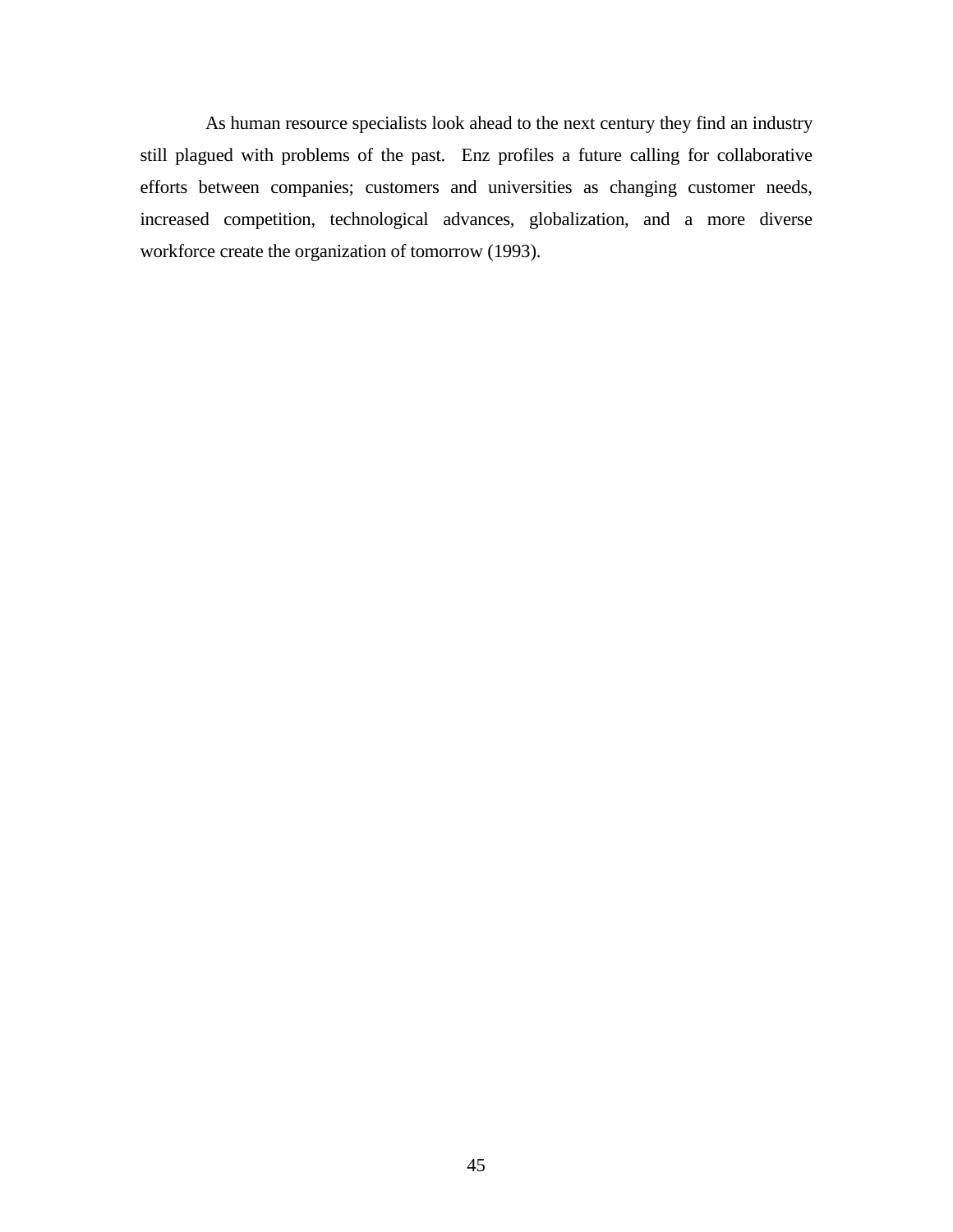As human resource specialists look ahead to the next century they find an industry still plagued with problems of the past. Enz profiles a future calling for collaborative efforts between companies; customers and universities as changing customer needs, increased competition, technological advances, globalization, and a more diverse workforce create the organization of tomorrow (1993).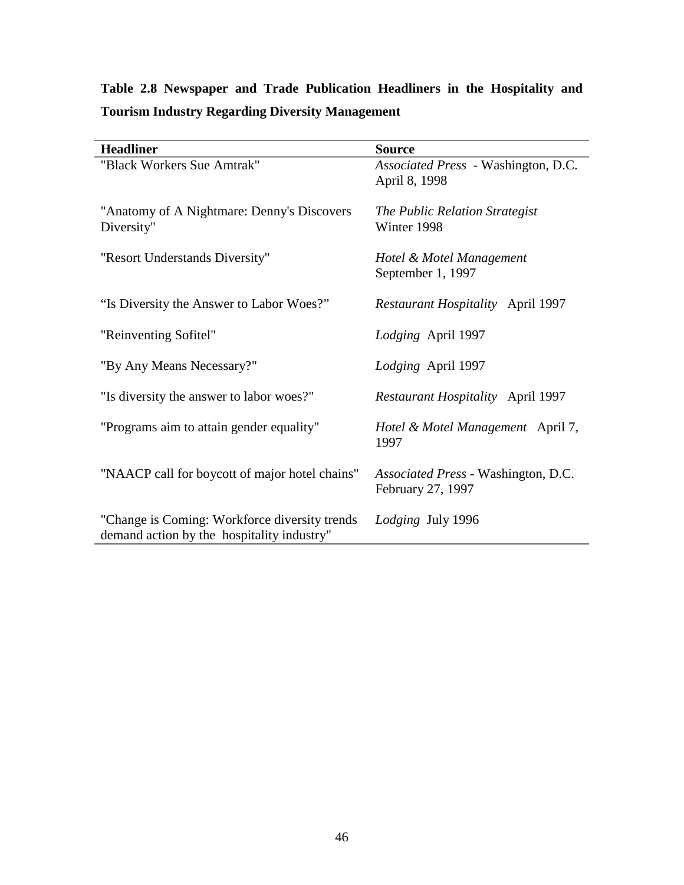**Table 2.8 Newspaper and Trade Publication Headliners in the Hospitality and Tourism Industry Regarding Diversity Management**

| Headliner | Source |
|---|---|
| "Black Workers Sue Amtrak" | *Associated Press* - Washington, D.C. April 8, 1998 |
| "Anatomy of A Nightmare: Denny's Discovers Diversity" | *The Public Relation Strategist* Winter 1998 |
| "Resort Understands Diversity" | *Hotel & Motel Management* September 1, 1997 |
| "Is Diversity the Answer to Labor Woes?" | *Restaurant Hospitality* April 1997 |
| "Reinventing Sofitel" | *Lodging* April 1997 |
| "By Any Means Necessary?" | *Lodging* April 1997 |
| "Is diversity the answer to labor woes?" | *Restaurant Hospitality* April 1997 |
| "Programs aim to attain gender equality" | *Hotel & Motel Management* April 7, 1997 |
| "NAACP call for boycott of major hotel chains" | *Associated Press* - Washington, D.C. February 27, 1997 |
| "Change is Coming: Workforce diversity trends demand action by the hospitality industry" | *Lodging* July 1996 |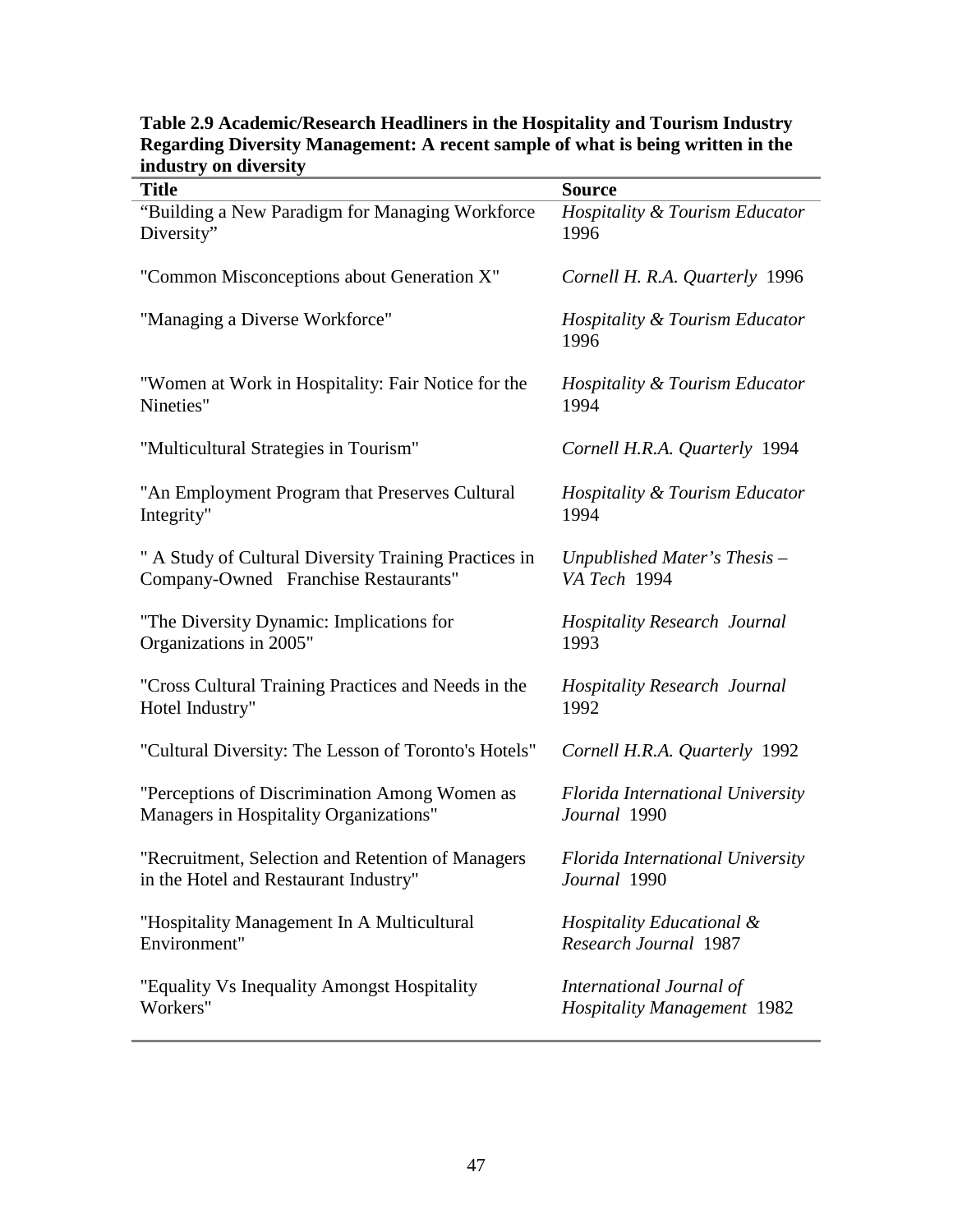**Table 2.9 Academic/Research Headliners in the Hospitality and Tourism Industry Regarding Diversity Management: A recent sample of what is being written in the industry on diversity**

| Title | Source |
|---|---|
| "Building a New Paradigm for Managing Workforce Diversity" | *Hospitality & Tourism Educator* 1996 |
| "Common Misconceptions about Generation X" | *Cornell H. R.A. Quarterly* 1996 |
| "Managing a Diverse Workforce" | *Hospitality & Tourism Educator* 1996 |
| "Women at Work in Hospitality: Fair Notice for the Nineties" | *Hospitality & Tourism Educator* 1994 |
| "Multicultural Strategies in Tourism" | *Cornell H.R.A. Quarterly* 1994 |
| "An Employment Program that Preserves Cultural Integrity" | *Hospitality & Tourism Educator* 1994 |
| " A Study of Cultural Diversity Training Practices in Company-Owned Franchise Restaurants" | *Unpublished Mater's Thesis – VA Tech* 1994 |
| "The Diversity Dynamic: Implications for Organizations in 2005" | *Hospitality Research Journal* 1993 |
| "Cross Cultural Training Practices and Needs in the Hotel Industry" | *Hospitality Research Journal* 1992 |
| "Cultural Diversity: The Lesson of Toronto's Hotels" | *Cornell H.R.A. Quarterly* 1992 |
| "Perceptions of Discrimination Among Women as Managers in Hospitality Organizations" | *Florida International University Journal* 1990 |
| "Recruitment, Selection and Retention of Managers in the Hotel and Restaurant Industry" | *Florida International University Journal* 1990 |
| "Hospitality Management In A Multicultural Environment" | *Hospitality Educational & Research Journal* 1987 |
| "Equality Vs Inequality Amongst Hospitality Workers" | *International Journal of Hospitality Management* 1982 |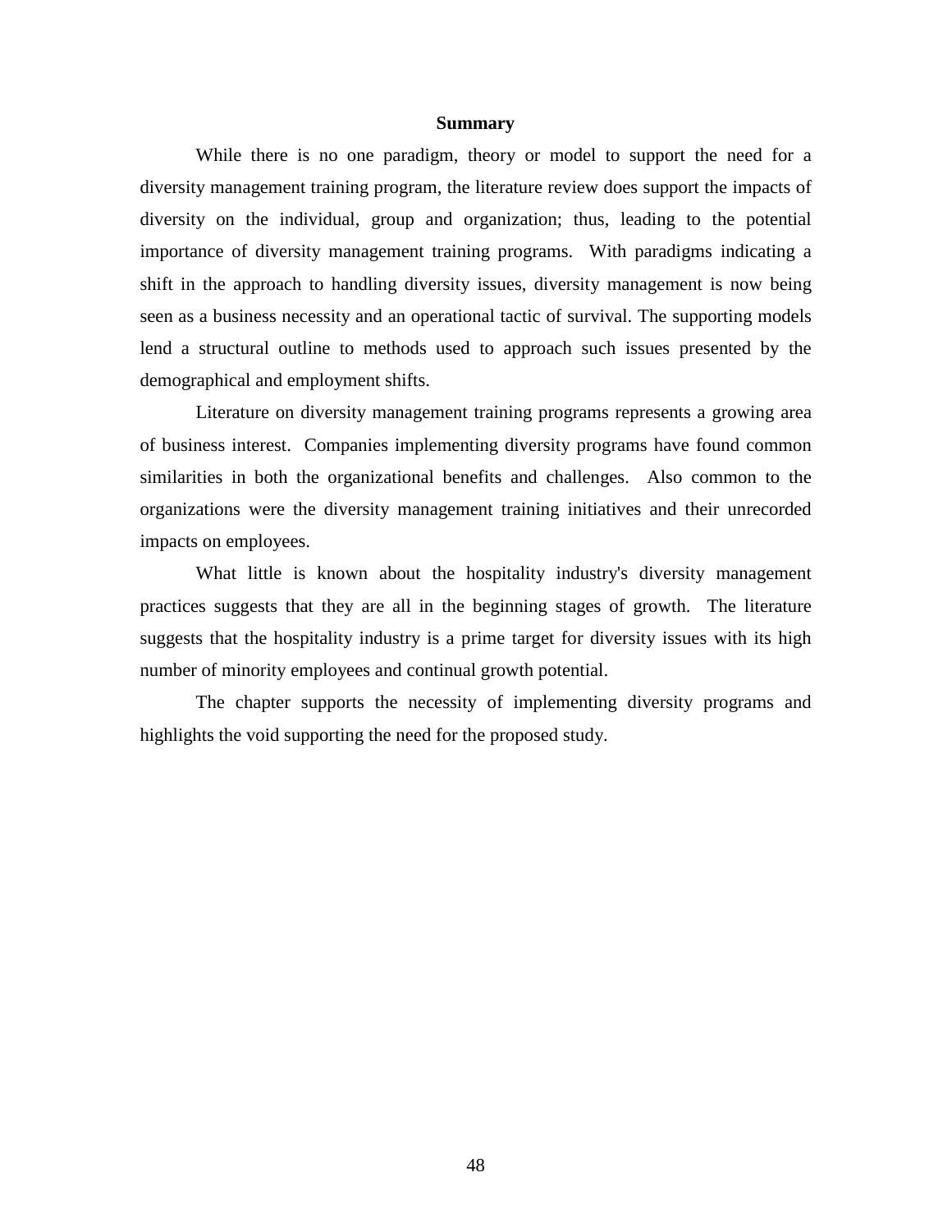## Summary

While there is no one paradigm, theory or model to support the need for a diversity management training program, the literature review does support the impacts of diversity on the individual, group and organization; thus, leading to the potential importance of diversity management training programs. With paradigms indicating a shift in the approach to handling diversity issues, diversity management is now being seen as a business necessity and an operational tactic of survival. The supporting models lend a structural outline to methods used to approach such issues presented by the demographical and employment shifts.

Literature on diversity management training programs represents a growing area of business interest. Companies implementing diversity programs have found common similarities in both the organizational benefits and challenges. Also common to the organizations were the diversity management training initiatives and their unrecorded impacts on employees.

What little is known about the hospitality industry's diversity management practices suggests that they are all in the beginning stages of growth. The literature suggests that the hospitality industry is a prime target for diversity issues with its high number of minority employees and continual growth potential.

The chapter supports the necessity of implementing diversity programs and highlights the void supporting the need for the proposed study.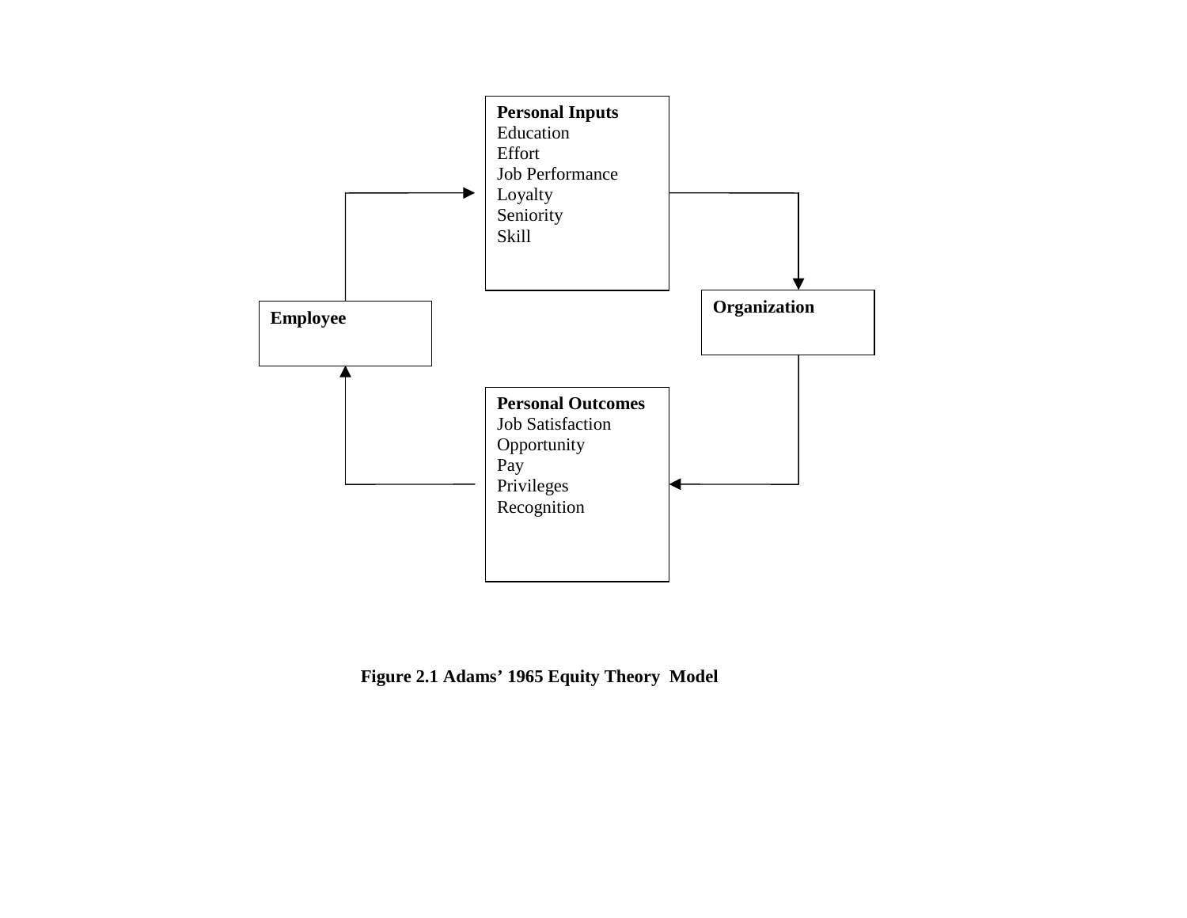**Personal Inputs**
Education
Effort
Job Performance
Loyalty
Seniority
Skill

**Employee**

**Organization**

**Personal Outcomes**
Job Satisfaction
Opportunity
Pay
Privileges
Recognition

**Figure 2.1 Adams' 1965 Equity Theory Model**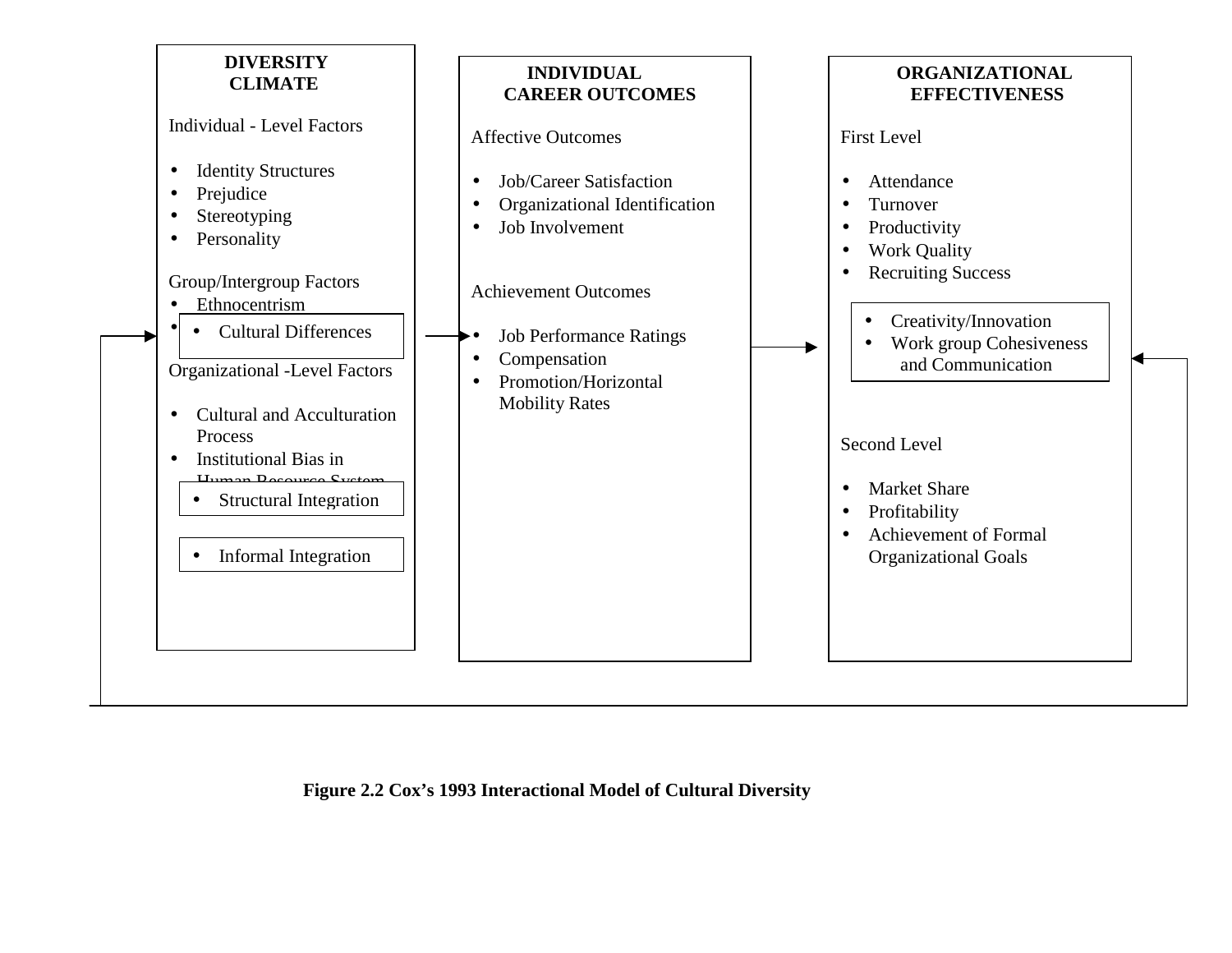**DIVERSITY CLIMATE**

Individual - Level Factors

- Identity Structures
- Prejudice
- Stereotyping
- Personality

Group/Intergroup Factors

- Ethnocentrism
- Cultural Differences

Organizational -Level Factors

- Cultural and Acculturation Process
- Institutional Bias in Human Resource System
- Structural Integration
- Informal Integration

**INDIVIDUAL CAREER OUTCOMES**

Affective Outcomes

- Job/Career Satisfaction
- Organizational Identification
- Job Involvement

Achievement Outcomes

- Job Performance Ratings
- Compensation
- Promotion/Horizontal Mobility Rates

**ORGANIZATIONAL EFFECTIVENESS**

First Level

- Attendance
- Turnover
- Productivity
- Work Quality
- Recruiting Success
- Creativity/Innovation
- Work group Cohesiveness and Communication

Second Level

- Market Share
- Profitability
- Achievement of Formal Organizational Goals

**Figure 2.2 Cox's 1993 Interactional Model of Cultural Diversity**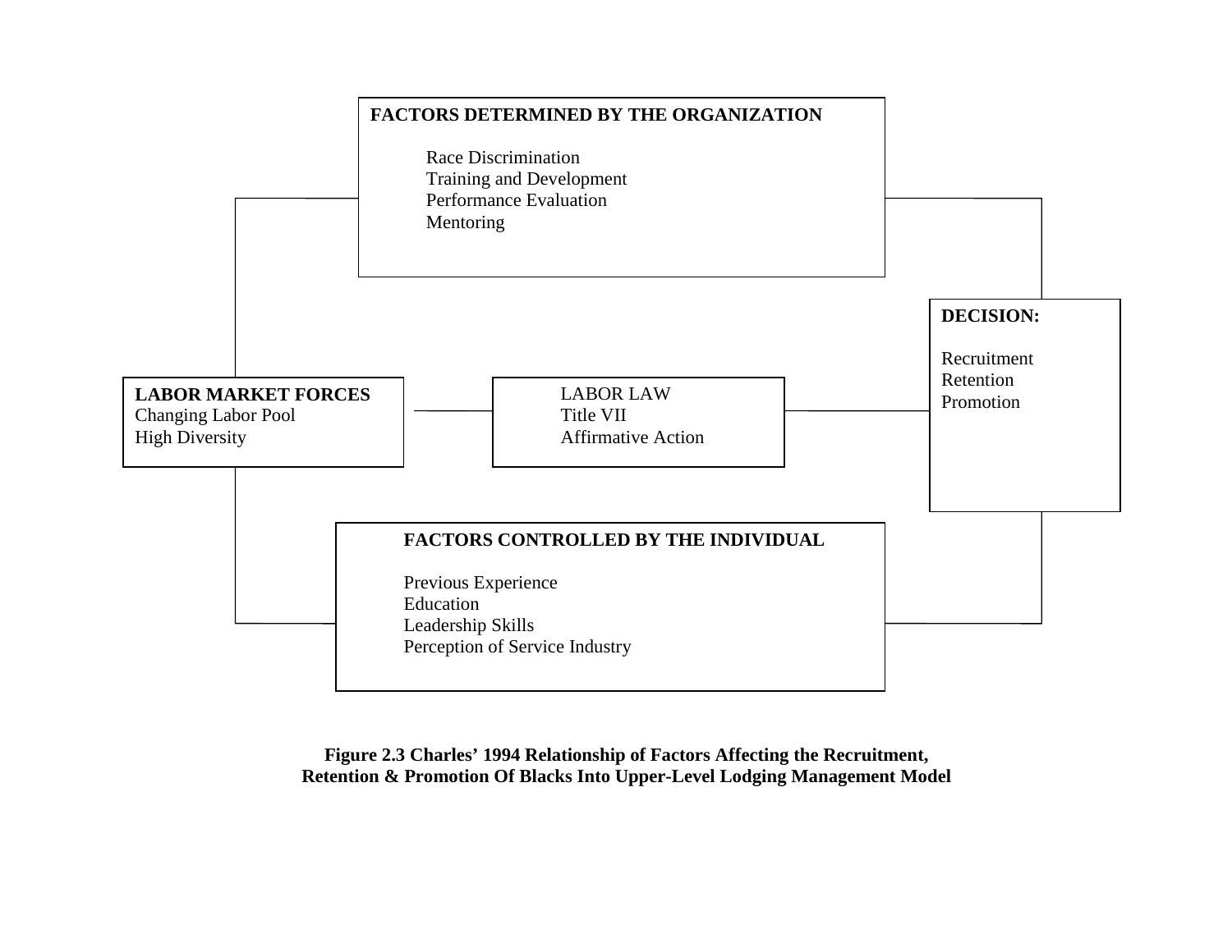**FACTORS DETERMINED BY THE ORGANIZATION**

- Race Discrimination
- Training and Development
- Performance Evaluation
- Mentoring

**LABOR MARKET FORCES**
Changing Labor Pool
High Diversity

LABOR LAW
Title VII
Affirmative Action

**DECISION:**

Recruitment
Retention
Promotion

**FACTORS CONTROLLED BY THE INDIVIDUAL**

- Previous Experience
- Education
- Leadership Skills
- Perception of Service Industry

**Figure 2.3 Charles' 1994 Relationship of Factors Affecting the Recruitment, Retention & Promotion Of Blacks Into Upper-Level Lodging Management Model**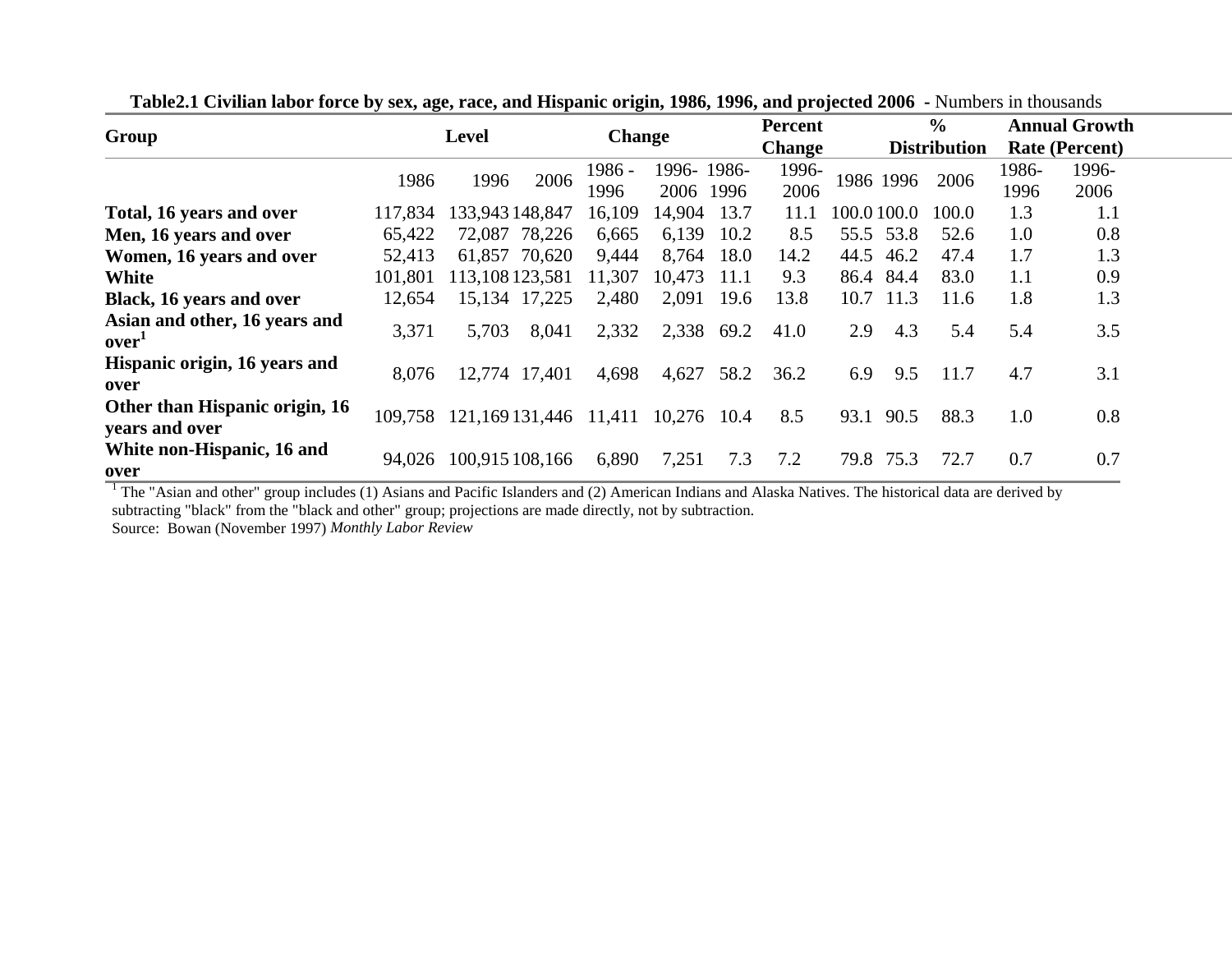**Table2.1 Civilian labor force by sex, age, race, and Hispanic origin, 1986, 1996, and projected 2006 -** Numbers in thousands

| Group | Level | | | Change | | Percent Change | | % Distribution | | | Annual Growth Rate (Percent) | |
|---|---|---|---|---|---|---|---|---|---|---|---|---|
| | 1986 | 1996 | 2006 | 1986 - 1996 | 1996-2006 | 1986-1996 | 1996-2006 | 1986 | 1996 | 2006 | 1986-1996 | 1996-2006 |
| **Total, 16 years and over** | 117,834 | 133,943 | 148,847 | 16,109 | 14,904 | 13.7 | 11.1 | 100.0 | 100.0 | 100.0 | 1.3 | 1.1 |
| **Men, 16 years and over** | 65,422 | 72,087 | 78,226 | 6,665 | 6,139 | 10.2 | 8.5 | 55.5 | 53.8 | 52.6 | 1.0 | 0.8 |
| **Women, 16 years and over** | 52,413 | 61,857 | 70,620 | 9,444 | 8,764 | 18.0 | 14.2 | 44.5 | 46.2 | 47.4 | 1.7 | 1.3 |
| **White** | 101,801 | 113,108 | 123,581 | 11,307 | 10,473 | 11.1 | 9.3 | 86.4 | 84.4 | 83.0 | 1.1 | 0.9 |
| **Black, 16 years and over** | 12,654 | 15,134 | 17,225 | 2,480 | 2,091 | 19.6 | 13.8 | 10.7 | 11.3 | 11.6 | 1.8 | 1.3 |
| **Asian and other, 16 years and over**[1] | 3,371 | 5,703 | 8,041 | 2,332 | 2,338 | 69.2 | 41.0 | 2.9 | 4.3 | 5.4 | 5.4 | 3.5 |
| **Hispanic origin, 16 years and over** | 8,076 | 12,774 | 17,401 | 4,698 | 4,627 | 58.2 | 36.2 | 6.9 | 9.5 | 11.7 | 4.7 | 3.1 |
| **Other than Hispanic origin, 16 years and over** | 109,758 | 121,169 | 131,446 | 11,411 | 10,276 | 10.4 | 8.5 | 93.1 | 90.5 | 88.3 | 1.0 | 0.8 |
| **White non-Hispanic, 16 and over** | 94,026 | 100,915 | 108,166 | 6,890 | 7,251 | 7.3 | 7.2 | 79.8 | 75.3 | 72.7 | 0.7 | 0.7 |

[1] The "Asian and other" group includes (1) Asians and Pacific Islanders and (2) American Indians and Alaska Natives. The historical data are derived by subtracting "black" from the "black and other" group; projections are made directly, not by subtraction.

Source: Bowan (November 1997) *Monthly Labor Review*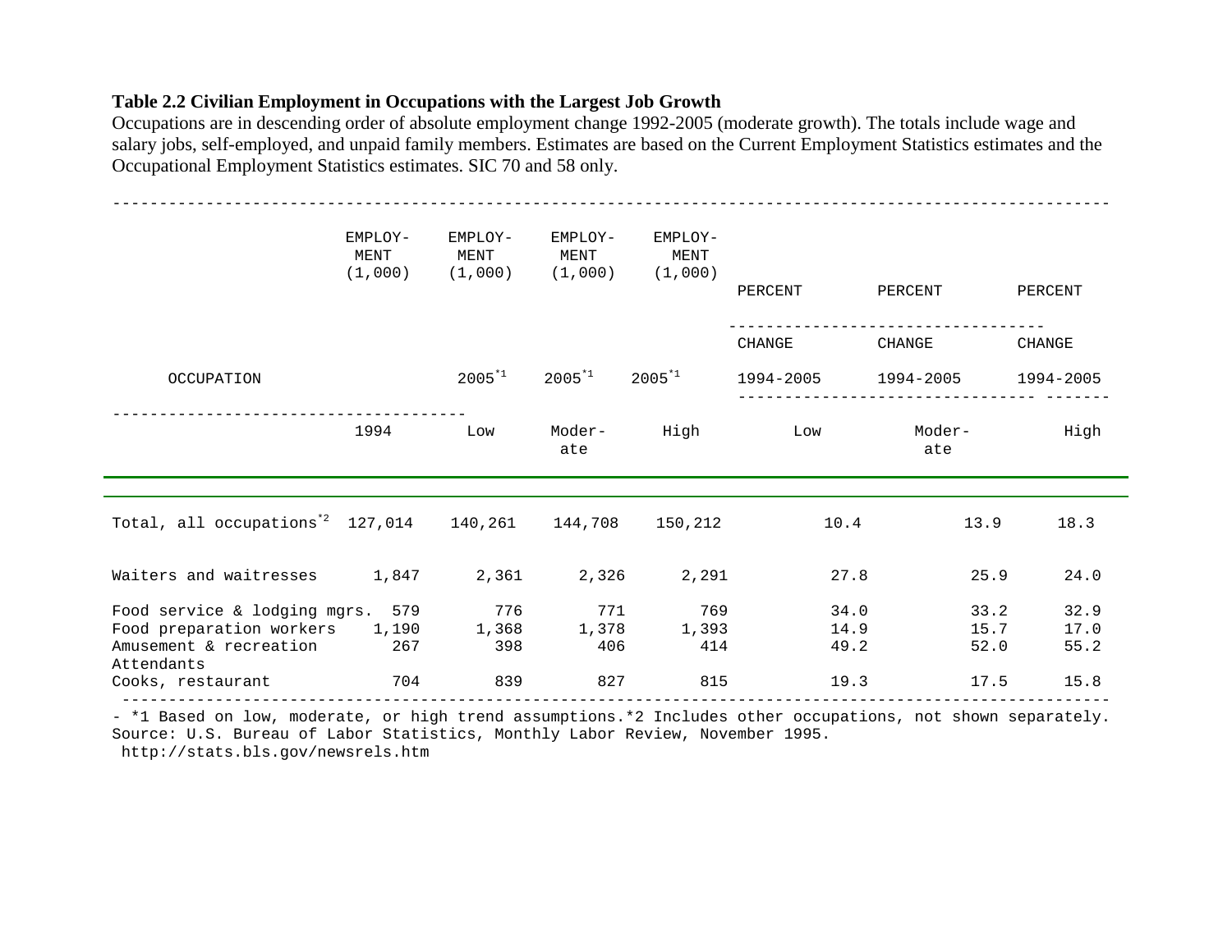**Table 2.2 Civilian Employment in Occupations with the Largest Job Growth**

Occupations are in descending order of absolute employment change 1992-2005 (moderate growth). The totals include wage and salary jobs, self-employed, and unpaid family members. Estimates are based on the Current Employment Statistics estimates and the Occupational Employment Statistics estimates. SIC 70 and 58 only.

| OCCUPATION | EMPLOYMENT (1,000) 1994 | EMPLOYMENT (1,000) 2005*1 Low | EMPLOYMENT (1,000) 2005*1 Moderate | EMPLOYMENT (1,000) 2005*1 High | PERCENT CHANGE 1994-2005 Low | PERCENT CHANGE 1994-2005 Moderate | PERCENT CHANGE 1994-2005 High |
|---|---|---|---|---|---|---|---|
| Total, all occupations*2 | 127,014 | 140,261 | 144,708 | 150,212 | 10.4 | 13.9 | 18.3 |
| Waiters and waitresses | 1,847 | 2,361 | 2,326 | 2,291 | 27.8 | 25.9 | 24.0 |
| Food service & lodging mgrs. | 579 | 776 | 771 | 769 | 34.0 | 33.2 | 32.9 |
| Food preparation workers | 1,190 | 1,368 | 1,378 | 1,393 | 14.9 | 15.7 | 17.0 |
| Amusement & recreation Attendants | 267 | 398 | 406 | 414 | 49.2 | 52.0 | 55.2 |
| Cooks, restaurant | 704 | 839 | 827 | 815 | 19.3 | 17.5 | 15.8 |

- *1 Based on low, moderate, or high trend assumptions.*2 Includes other occupations, not shown separately.
Source: U.S. Bureau of Labor Statistics, Monthly Labor Review, November 1995.
http://stats.bls.gov/newsrels.htm